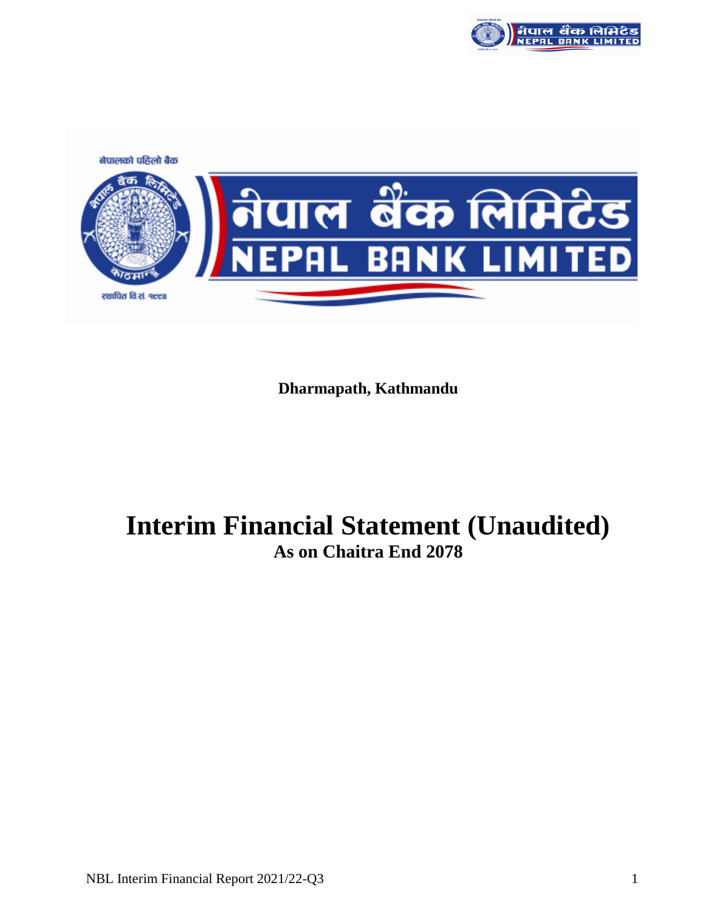नेपालको पहिलो बैंक

नेपाल बैंक लिमिटेड

NEPAL BANK LIMITED

स्थापित वि.सं. १९९४

**Dharmapath, Kathmandu**

# Interim Financial Statement (Unaudited)

## As on Chaitra End 2078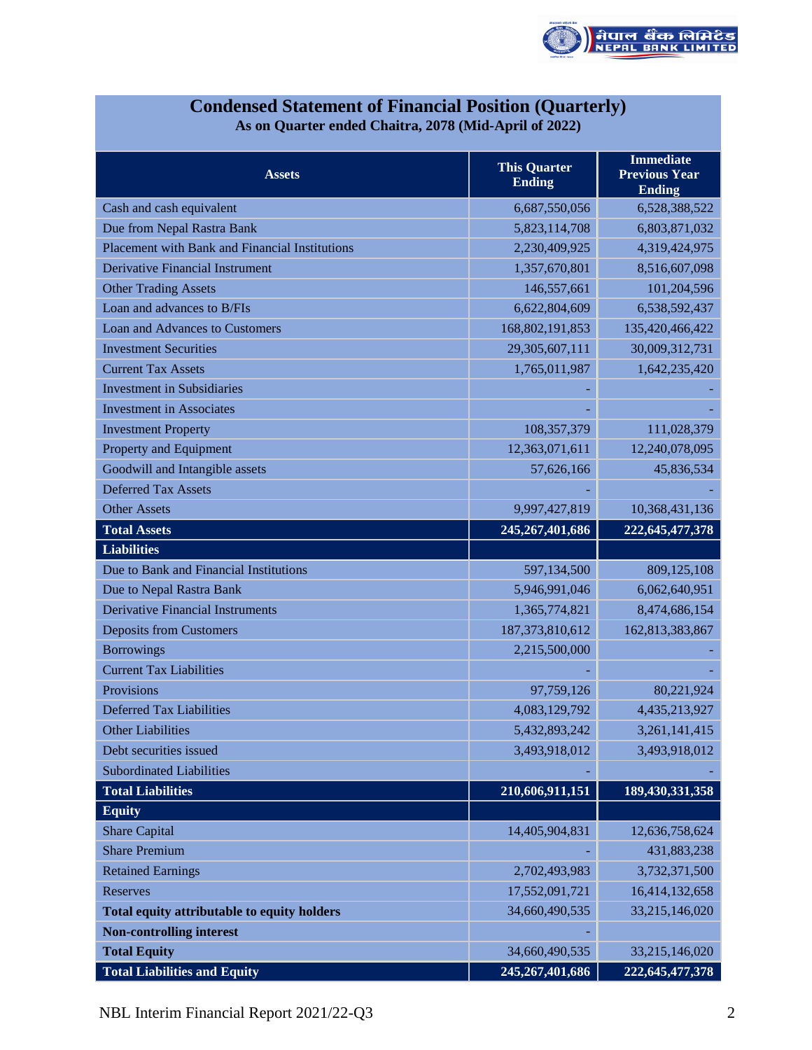# Condensed Statement of Financial Position (Quarterly)

**As on Quarter ended Chaitra, 2078 (Mid-April of 2022)**

| Assets | This Quarter Ending | Immediate Previous Year Ending |
|---|---|---|
| Cash and cash equivalent | 6,687,550,056 | 6,528,388,522 |
| Due from Nepal Rastra Bank | 5,823,114,708 | 6,803,871,032 |
| Placement with Bank and Financial Institutions | 2,230,409,925 | 4,319,424,975 |
| Derivative Financial Instrument | 1,357,670,801 | 8,516,607,098 |
| Other Trading Assets | 146,557,661 | 101,204,596 |
| Loan and advances to B/FIs | 6,622,804,609 | 6,538,592,437 |
| Loan and Advances to Customers | 168,802,191,853 | 135,420,466,422 |
| Investment Securities | 29,305,607,111 | 30,009,312,731 |
| Current Tax Assets | 1,765,011,987 | 1,642,235,420 |
| Investment in Subsidiaries | - | - |
| Investment in Associates | - | - |
| Investment Property | 108,357,379 | 111,028,379 |
| Property and Equipment | 12,363,071,611 | 12,240,078,095 |
| Goodwill and Intangible assets | 57,626,166 | 45,836,534 |
| Deferred Tax Assets | - | - |
| Other Assets | 9,997,427,819 | 10,368,431,136 |
| **Total Assets** | **245,267,401,686** | **222,645,477,378** |
| **Liabilities** | | |
| Due to Bank and Financial Institutions | 597,134,500 | 809,125,108 |
| Due to Nepal Rastra Bank | 5,946,991,046 | 6,062,640,951 |
| Derivative Financial Instruments | 1,365,774,821 | 8,474,686,154 |
| Deposits from Customers | 187,373,810,612 | 162,813,383,867 |
| Borrowings | 2,215,500,000 | - |
| Current Tax Liabilities | - | - |
| Provisions | 97,759,126 | 80,221,924 |
| Deferred Tax Liabilities | 4,083,129,792 | 4,435,213,927 |
| Other Liabilities | 5,432,893,242 | 3,261,141,415 |
| Debt securities issued | 3,493,918,012 | 3,493,918,012 |
| Subordinated Liabilities | - | - |
| **Total Liabilities** | **210,606,911,151** | **189,430,331,358** |
| **Equity** | | |
| Share Capital | 14,405,904,831 | 12,636,758,624 |
| Share Premium | - | 431,883,238 |
| Retained Earnings | 2,702,493,983 | 3,732,371,500 |
| Reserves | 17,552,091,721 | 16,414,132,658 |
| **Total equity attributable to equity holders** | 34,660,490,535 | 33,215,146,020 |
| **Non-controlling interest** | - | |
| **Total Equity** | 34,660,490,535 | 33,215,146,020 |
| **Total Liabilities and Equity** | **245,267,401,686** | **222,645,477,378** |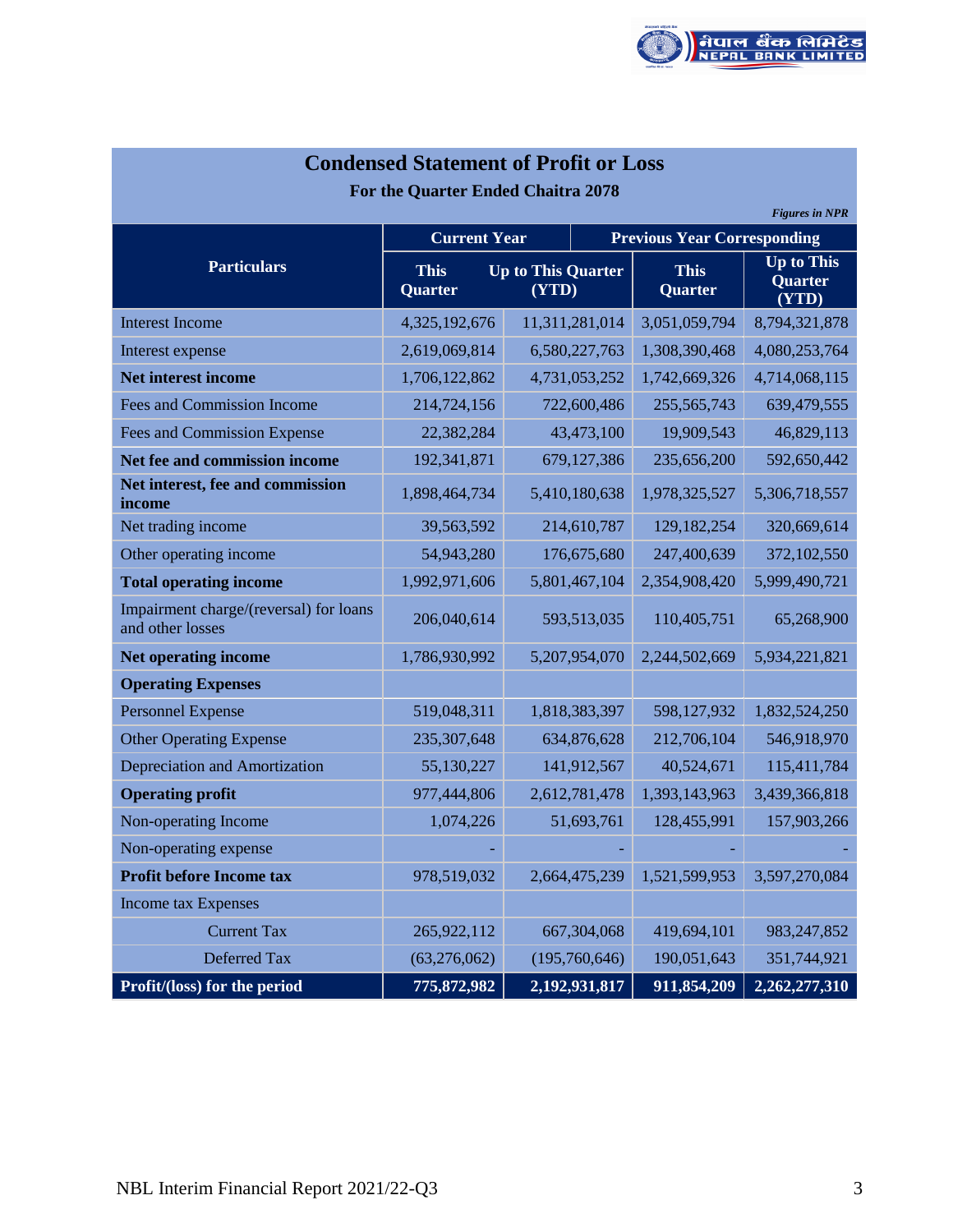## Condensed Statement of Profit or Loss

**For the Quarter Ended Chaitra 2078**

*Figures in NPR*

| Particulars | Current Year | | Previous Year Corresponding | |
|---|---|---|---|---|
| | This Quarter | Up to This Quarter (YTD) | This Quarter | Up to This Quarter (YTD) |
| Interest Income | 4,325,192,676 | 11,311,281,014 | 3,051,059,794 | 8,794,321,878 |
| Interest expense | 2,619,069,814 | 6,580,227,763 | 1,308,390,468 | 4,080,253,764 |
| **Net interest income** | 1,706,122,862 | 4,731,053,252 | 1,742,669,326 | 4,714,068,115 |
| Fees and Commission Income | 214,724,156 | 722,600,486 | 255,565,743 | 639,479,555 |
| Fees and Commission Expense | 22,382,284 | 43,473,100 | 19,909,543 | 46,829,113 |
| **Net fee and commission income** | 192,341,871 | 679,127,386 | 235,656,200 | 592,650,442 |
| **Net interest, fee and commission income** | 1,898,464,734 | 5,410,180,638 | 1,978,325,527 | 5,306,718,557 |
| Net trading income | 39,563,592 | 214,610,787 | 129,182,254 | 320,669,614 |
| Other operating income | 54,943,280 | 176,675,680 | 247,400,639 | 372,102,550 |
| **Total operating income** | 1,992,971,606 | 5,801,467,104 | 2,354,908,420 | 5,999,490,721 |
| Impairment charge/(reversal) for loans and other losses | 206,040,614 | 593,513,035 | 110,405,751 | 65,268,900 |
| **Net operating income** | 1,786,930,992 | 5,207,954,070 | 2,244,502,669 | 5,934,221,821 |
| **Operating Expenses** | | | | |
| Personnel Expense | 519,048,311 | 1,818,383,397 | 598,127,932 | 1,832,524,250 |
| Other Operating Expense | 235,307,648 | 634,876,628 | 212,706,104 | 546,918,970 |
| Depreciation and Amortization | 55,130,227 | 141,912,567 | 40,524,671 | 115,411,784 |
| **Operating profit** | 977,444,806 | 2,612,781,478 | 1,393,143,963 | 3,439,366,818 |
| Non-operating Income | 1,074,226 | 51,693,761 | 128,455,991 | 157,903,266 |
| Non-operating expense | - | - | - | - |
| **Profit before Income tax** | 978,519,032 | 2,664,475,239 | 1,521,599,953 | 3,597,270,084 |
| Income tax Expenses | | | | |
| Current Tax | 265,922,112 | 667,304,068 | 419,694,101 | 983,247,852 |
| Deferred Tax | (63,276,062) | (195,760,646) | 190,051,643 | 351,744,921 |
| **Profit/(loss) for the period** | **775,872,982** | **2,192,931,817** | **911,854,209** | **2,262,277,310** |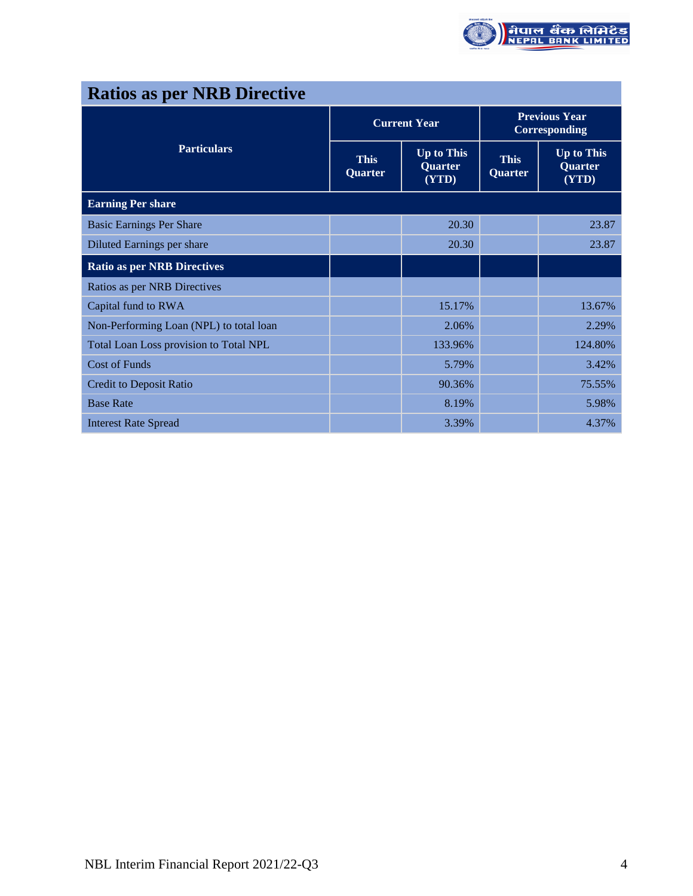## Ratios as per NRB Directive

| Particulars | Current Year | | Previous Year Corresponding | |
|---|---|---|---|---|
| | This Quarter | Up to This Quarter (YTD) | This Quarter | Up to This Quarter (YTD) |
| **Earning Per share** | | | | |
| Basic Earnings Per Share | | 20.30 | | 23.87 |
| Diluted Earnings per share | | 20.30 | | 23.87 |
| **Ratio as per NRB Directives** | | | | |
| Ratios as per NRB Directives | | | | |
| Capital fund to RWA | | 15.17% | | 13.67% |
| Non-Performing Loan (NPL) to total loan | | 2.06% | | 2.29% |
| Total Loan Loss provision to Total NPL | | 133.96% | | 124.80% |
| Cost of Funds | | 5.79% | | 3.42% |
| Credit to Deposit Ratio | | 90.36% | | 75.55% |
| Base Rate | | 8.19% | | 5.98% |
| Interest Rate Spread | | 3.39% | | 4.37% |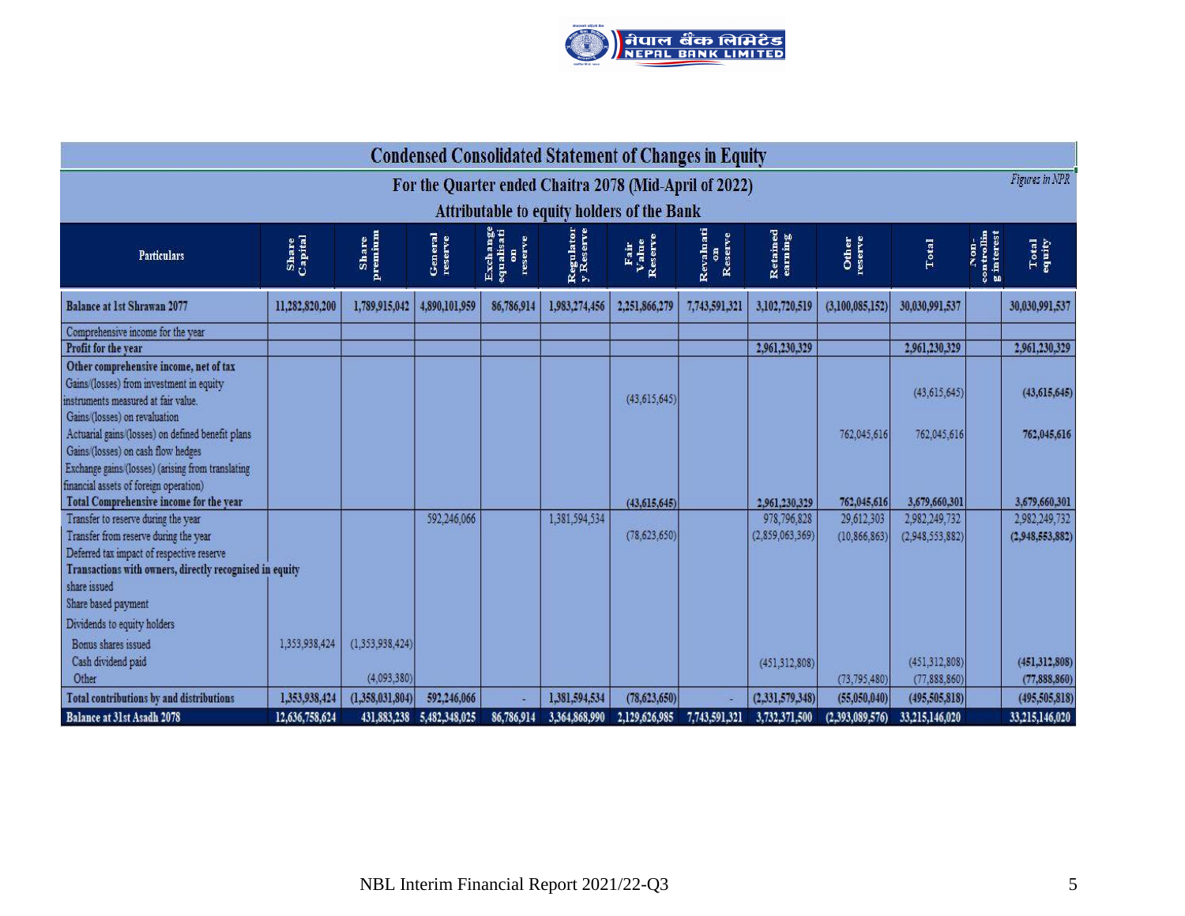## Condensed Consolidated Statement of Changes in Equity

### For the Quarter ended Chaitra 2078 (Mid-April of 2022)

*Figures in NPR*

### Attributable to equity holders of the Bank

| Particulars | Share Capital | Share premium | General reserve | Exchange equalisation reserve | Regulatory Reserve | Fair Value Reserve | Revaluation Reserve | Retained earning | Other reserve | Total | Non-controlling interest | Total equity |
|---|---|---|---|---|---|---|---|---|---|---|---|---|
| **Balance at 1st Shrawan 2077** | **11,282,820,200** | **1,789,915,042** | **4,890,101,959** | **86,786,914** | **1,983,274,456** | **2,251,866,279** | **7,743,591,321** | **3,102,720,519** | **(3,100,085,152)** | **30,030,991,537** | | **30,030,991,537** |
| Comprehensive income for the year | | | | | | | | | | | | |
| **Profit for the year** | | | | | | | | **2,961,230,329** | | **2,961,230,329** | | **2,961,230,329** |
| **Other comprehensive income, net of tax** | | | | | | | | | | | | |
| Gains/(losses) from investment in equity instruments measured at fair value. | | | | | | (43,615,645) | | | | (43,615,645) | | **(43,615,645)** |
| Gains/(losses) on revaluation | | | | | | | | | | | | |
| Actuarial gains/(losses) on defined benefit plans | | | | | | | | | 762,045,616 | 762,045,616 | | **762,045,616** |
| Gains/(losses) on cash flow hedges | | | | | | | | | | | | |
| Exchange gains/(losses) (arising from translating financial assets of foreign operation) | | | | | | | | | | | | |
| **Total Comprehensive income for the year** | | | | | | **(43,615,645)** | | **2,961,230,329** | **762,045,616** | **3,679,660,301** | | **3,679,660,301** |
| Transfer to reserve during the year | | | 592,246,066 | | 1,381,594,534 | | | 978,796,828 | 29,612,303 | 2,982,249,732 | | 2,982,249,732 |
| Transfer from reserve during the year | | | | | | (78,623,650) | | (2,859,063,369) | (10,866,863) | (2,948,553,882) | | **(2,948,553,882)** |
| Deferred tax impact of respective reserve | | | | | | | | | | | | |
| **Transactions with owners, directly recognised in equity** | | | | | | | | | | | | |
| share issued | | | | | | | | | | | | |
| Share based payment | | | | | | | | | | | | |
| Dividends to equity holders | | | | | | | | | | | | |
| Bonus shares issued | 1,353,938,424 | (1,353,938,424) | | | | | | | | | | |
| Cash dividend paid | | | | | | | | (451,312,808) | | (451,312,808) | | **(451,312,808)** |
| Other | | (4,093,380) | | | | | | | (73,795,480) | (77,888,860) | | **(77,888,860)** |
| **Total contributions by and distributions** | **1,353,938,424** | **(1,358,031,804)** | **592,246,066** | **-** | **1,381,594,534** | **(78,623,650)** | **-** | **(2,331,579,348)** | **(55,050,040)** | **(495,505,818)** | | **(495,505,818)** |
| **Balance at 31st Asadh 2078** | **12,636,758,624** | **431,883,238** | **5,482,348,025** | **86,786,914** | **3,364,868,990** | **2,129,626,985** | **7,743,591,321** | **3,732,371,500** | **(2,393,089,576)** | **33,215,146,020** | | **33,215,146,020** |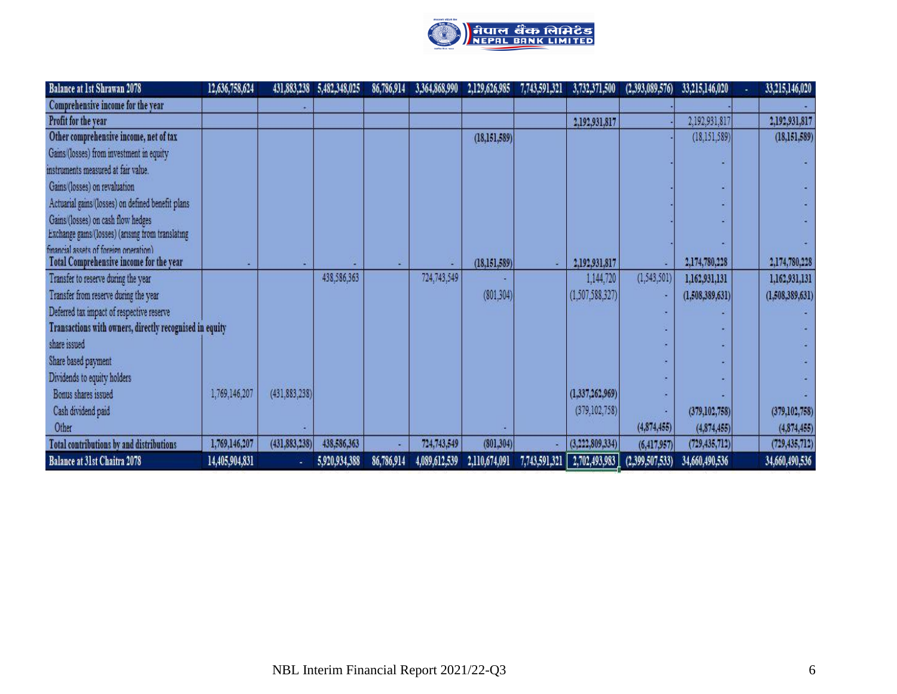| Balance at 1st Shrawan 2078 | 12,636,758,624 | 431,883,238 | 5,482,348,025 | 86,786,914 | 3,364,868,990 | 2,129,626,985 | 7,743,591,321 | 3,732,371,500 | (2,393,089,576) | 33,215,146,020 | - | 33,215,146,020 |
|---|---|---|---|---|---|---|---|---|---|---|---|---|
| **Comprehensive income for the year** | | - | | | | | | | - | | | - |
| **Profit for the year** | | | | | | | | 2,192,931,817 | - | 2,192,931,817 | | 2,192,931,817 |
| **Other comprehensive income, net of tax** | | | | | | (18,151,589) | | | - | (18,151,589) | | (18,151,589) |
| Gains/(losses) from investment in equity instruments measured at fair value. | | | | | | | | | - | - | | - |
| Gains/(losses) on revaluation | | | | | | | | | - | - | | - |
| Actuarial gains/(losses) on defined benefit plans | | | | | | | | | - | - | | - |
| Gains/(losses) on cash flow hedges | | | | | | | | | - | - | | - |
| Exchange gains/(losses) (arising from translating financial assets of foreign operation) | | | | | | | | | - | - | | - |
| **Total Comprehensive income for the year** | - | - | - | - | - | (18,151,589) | - | 2,192,931,817 | - | 2,174,780,228 | | 2,174,780,228 |
| Transfer to reserve during the year | | | 438,586,363 | | 724,743,549 | - | | 1,144,720 | (1,543,501) | 1,162,931,131 | | 1,162,931,131 |
| Transfer from reserve during the year | | | | | | (801,304) | | (1,507,588,327) | - | (1,508,389,631) | | (1,508,389,631) |
| Deferred tax impact of respective reserve | | | | | | | | | - | - | | - |
| **Transactions with owners, directly recognised in equity** | | | | | | | | | - | - | | - |
| share issued | | | | | | | | | - | - | | - |
| Share based payment | | | | | | | | | - | - | | - |
| Dividends to equity holders | | | | | | | | | - | - | | - |
| Bonus shares issued | 1,769,146,207 | (431,883,238) | | | | | | (1,337,262,969) | - | - | | - |
| Cash dividend paid | | | | | | | | (379,102,758) | - | (379,102,758) | | (379,102,758) |
| Other | | - | | | | - | | | (4,874,455) | (4,874,455) | | (4,874,455) |
| **Total contributions by and distributions** | 1,769,146,207 | (431,883,238) | 438,586,363 | - | 724,743,549 | (801,304) | - | (3,222,809,334) | (6,417,957) | (729,435,712) | | (729,435,712) |
| **Balance at 31st Chaitra 2078** | 14,405,904,831 | - | 5,920,934,388 | 86,786,914 | 4,089,612,539 | 2,110,674,091 | 7,743,591,321 | 2,702,493,983 | (2,399,507,533) | 34,660,490,536 | | 34,660,490,536 |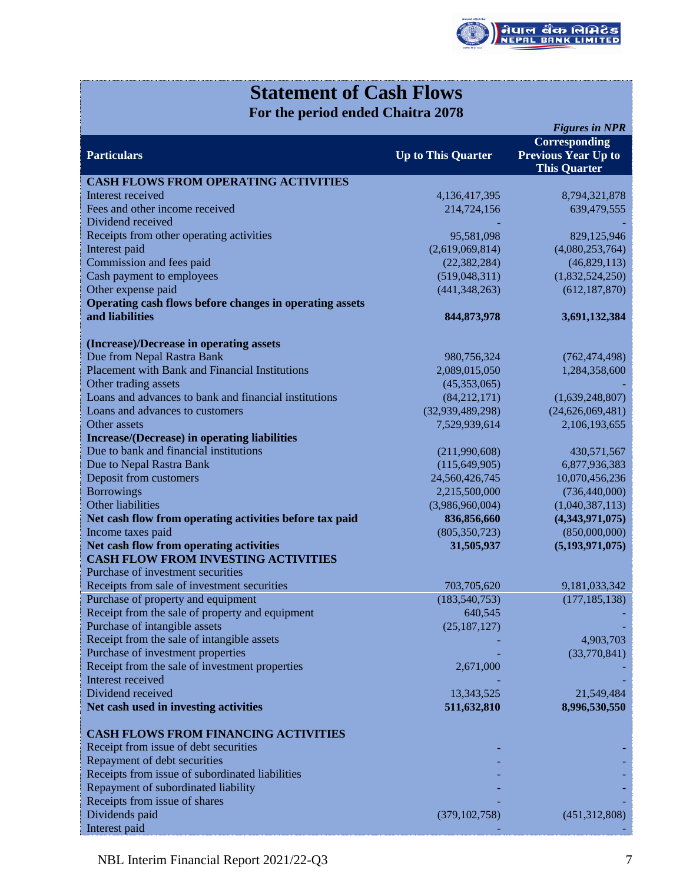# Statement of Cash Flows

## For the period ended Chaitra 2078

*Figures in NPR*

| Particulars | Up to This Quarter | Corresponding Previous Year Up to This Quarter |
|---|---|---|
| **CASH FLOWS FROM OPERATING ACTIVITIES** | | |
| Interest received | 4,136,417,395 | 8,794,321,878 |
| Fees and other income received | 214,724,156 | 639,479,555 |
| Dividend received | - | - |
| Receipts from other operating activities | 95,581,098 | 829,125,946 |
| Interest paid | (2,619,069,814) | (4,080,253,764) |
| Commission and fees paid | (22,382,284) | (46,829,113) |
| Cash payment to employees | (519,048,311) | (1,832,524,250) |
| Other expense paid | (441,348,263) | (612,187,870) |
| **Operating cash flows before changes in operating assets and liabilities** | **844,873,978** | **3,691,132,384** |
| **(Increase)/Decrease in operating assets** | | |
| Due from Nepal Rastra Bank | 980,756,324 | (762,474,498) |
| Placement with Bank and Financial Institutions | 2,089,015,050 | 1,284,358,600 |
| Other trading assets | (45,353,065) | - |
| Loans and advances to bank and financial institutions | (84,212,171) | (1,639,248,807) |
| Loans and advances to customers | (32,939,489,298) | (24,626,069,481) |
| Other assets | 7,529,939,614 | 2,106,193,655 |
| **Increase/(Decrease) in operating liabilities** | | |
| Due to bank and financial institutions | (211,990,608) | 430,571,567 |
| Due to Nepal Rastra Bank | (115,649,905) | 6,877,936,383 |
| Deposit from customers | 24,560,426,745 | 10,070,456,236 |
| Borrowings | 2,215,500,000 | (736,440,000) |
| Other liabilities | (3,986,960,004) | (1,040,387,113) |
| **Net cash flow from operating activities before tax paid** | **836,856,660** | **(4,343,971,075)** |
| Income taxes paid | (805,350,723) | (850,000,000) |
| **Net cash flow from operating activities** | **31,505,937** | **(5,193,971,075)** |
| **CASH FLOW FROM INVESTING ACTIVITIES** | | |
| Purchase of investment securities | | |
| Receipts from sale of investment securities | 703,705,620 | 9,181,033,342 |
| Purchase of property and equipment | (183,540,753) | (177,185,138) |
| Receipt from the sale of property and equipment | 640,545 | - |
| Purchase of intangible assets | (25,187,127) | - |
| Receipt from the sale of intangible assets | - | 4,903,703 |
| Purchase of investment properties | - | (33,770,841) |
| Receipt from the sale of investment properties | 2,671,000 | - |
| Interest received | - | - |
| Dividend received | 13,343,525 | 21,549,484 |
| **Net cash used in investing activities** | **511,632,810** | **8,996,530,550** |
| **CASH FLOWS FROM FINANCING ACTIVITIES** | | |
| Receipt from issue of debt securities | - | - |
| Repayment of debt securities | - | - |
| Receipts from issue of subordinated liabilities | - | - |
| Repayment of subordinated liability | - | - |
| Receipts from issue of shares | - | - |
| Dividends paid | (379,102,758) | (451,312,808) |
| Interest paid | - | - |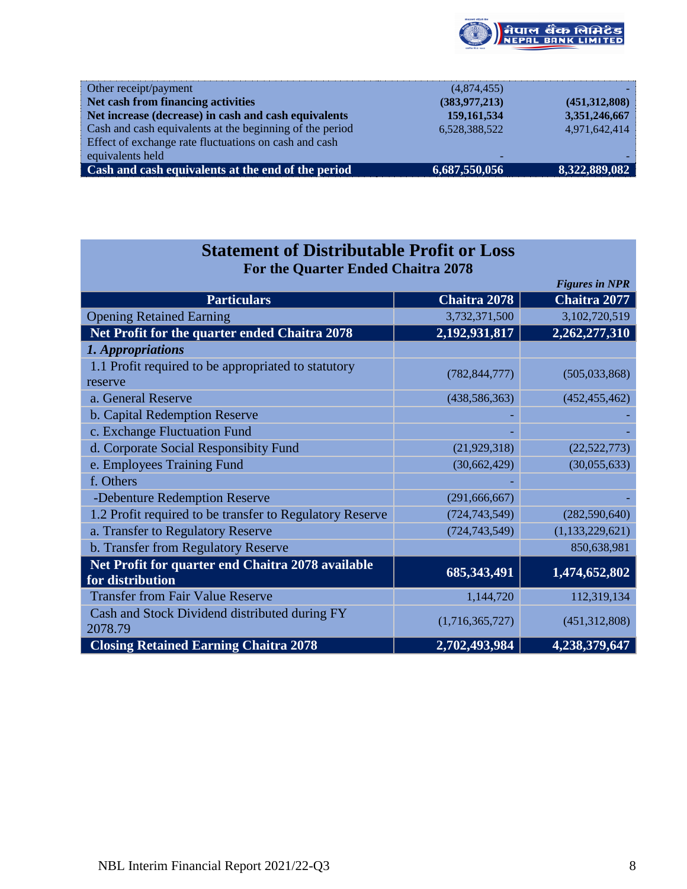| | | |
|---|---|---|
| Other receipt/payment | (4,874,455) | - |
| **Net cash from financing activities** | **(383,977,213)** | **(451,312,808)** |
| **Net increase (decrease) in cash and cash equivalents** | **159,161,534** | **3,351,246,667** |
| Cash and cash equivalents at the beginning of the period | 6,528,388,522 | 4,971,642,414 |
| Effect of exchange rate fluctuations on cash and cash equivalents held | - | - |
| **Cash and cash equivalents at the end of the period** | **6,687,550,056** | **8,322,889,082** |

## Statement of Distributable Profit or Loss

### For the Quarter Ended Chaitra 2078

*Figures in NPR*

| Particulars | Chaitra 2078 | Chaitra 2077 |
|---|---|---|
| Opening Retained Earning | 3,732,371,500 | 3,102,720,519 |
| **Net Profit for the quarter ended Chaitra 2078** | **2,192,931,817** | **2,262,277,310** |
| ***1. Appropriations*** | | |
| 1.1 Profit required to be appropriated to statutory reserve | (782,844,777) | (505,033,868) |
| a. General Reserve | (438,586,363) | (452,455,462) |
| b. Capital Redemption Reserve | - | - |
| c. Exchange Fluctuation Fund | - | - |
| d. Corporate Social Responsibity Fund | (21,929,318) | (22,522,773) |
| e. Employees Training Fund | (30,662,429) | (30,055,633) |
| f. Others | - | |
| -Debenture Redemption Reserve | (291,666,667) | - |
| 1.2 Profit required to be transfer to Regulatory Reserve | (724,743,549) | (282,590,640) |
| a. Transfer to Regulatory Reserve | (724,743,549) | (1,133,229,621) |
| b. Transfer from Regulatory Reserve | | 850,638,981 |
| **Net Profit for quarter end Chaitra 2078 available for distribution** | **685,343,491** | **1,474,652,802** |
| Transfer from Fair Value Reserve | 1,144,720 | 112,319,134 |
| Cash and Stock Dividend distributed during FY 2078.79 | (1,716,365,727) | (451,312,808) |
| **Closing Retained Earning Chaitra 2078** | **2,702,493,984** | **4,238,379,647** |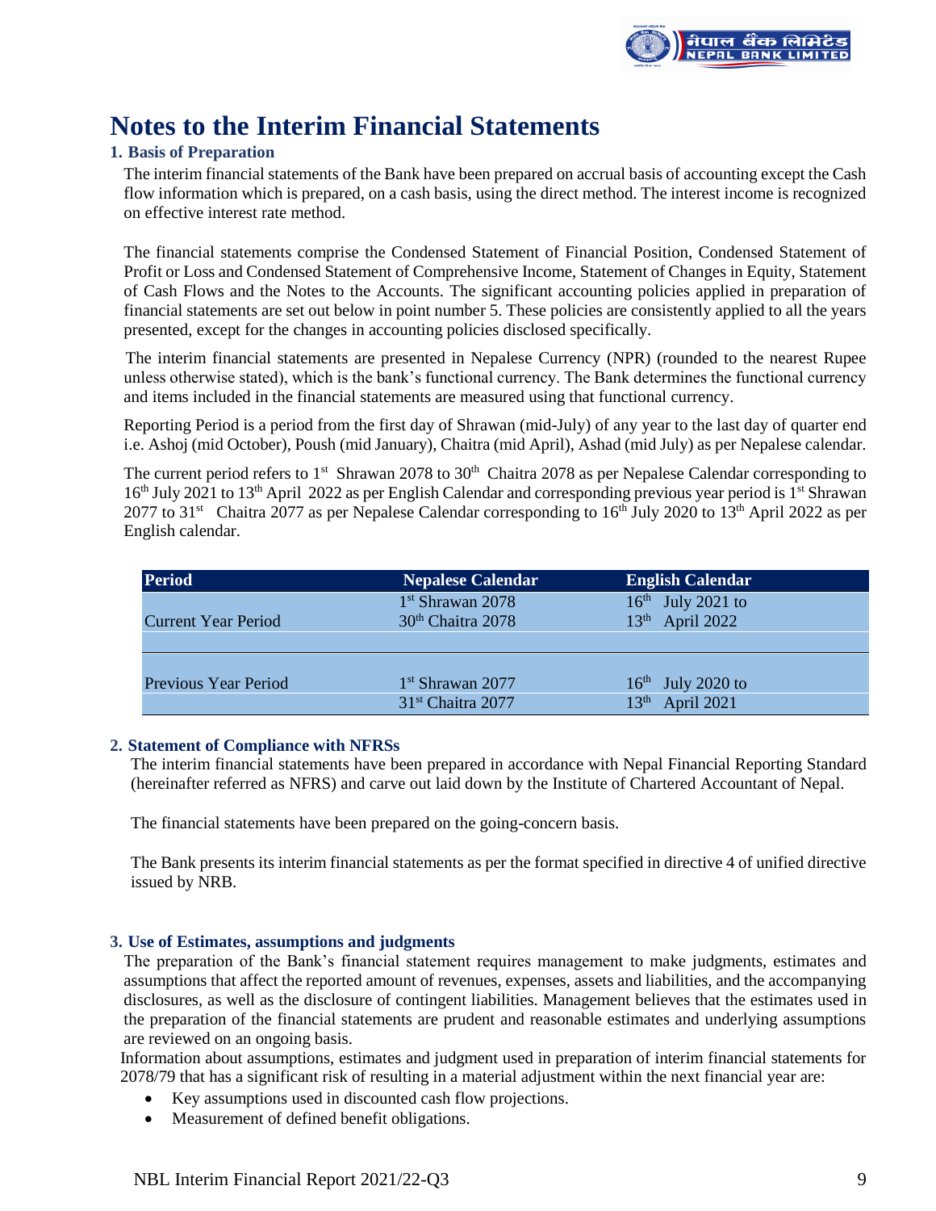# Notes to the Interim Financial Statements

### 1. Basis of Preparation

The interim financial statements of the Bank have been prepared on accrual basis of accounting except the Cash flow information which is prepared, on a cash basis, using the direct method. The interest income is recognized on effective interest rate method.

The financial statements comprise the Condensed Statement of Financial Position, Condensed Statement of Profit or Loss and Condensed Statement of Comprehensive Income, Statement of Changes in Equity, Statement of Cash Flows and the Notes to the Accounts. The significant accounting policies applied in preparation of financial statements are set out below in point number 5. These policies are consistently applied to all the years presented, except for the changes in accounting policies disclosed specifically.

The interim financial statements are presented in Nepalese Currency (NPR) (rounded to the nearest Rupee unless otherwise stated), which is the bank's functional currency. The Bank determines the functional currency and items included in the financial statements are measured using that functional currency.

Reporting Period is a period from the first day of Shrawan (mid-July) of any year to the last day of quarter end i.e. Ashoj (mid October), Poush (mid January), Chaitra (mid April), Ashad (mid July) as per Nepalese calendar.

The current period refers to 1st Shrawan 2078 to 30th Chaitra 2078 as per Nepalese Calendar corresponding to 16th July 2021 to 13th April 2022 as per English Calendar and corresponding previous year period is 1st Shrawan 2077 to 31st Chaitra 2077 as per Nepalese Calendar corresponding to 16th July 2020 to 13th April 2022 as per English calendar.

| Period | Nepalese Calendar | English Calendar |
|---|---|---|
| Current Year Period | 1st Shrawan 2078<br>30th Chaitra 2078 | 16th July 2021 to<br>13th April 2022 |
| | | |
| Previous Year Period | 1st Shrawan 2077<br>31st Chaitra 2077 | 16th July 2020 to<br>13th April 2021 |

### 2. Statement of Compliance with NFRSs

The interim financial statements have been prepared in accordance with Nepal Financial Reporting Standard (hereinafter referred as NFRS) and carve out laid down by the Institute of Chartered Accountant of Nepal.

The financial statements have been prepared on the going-concern basis.

The Bank presents its interim financial statements as per the format specified in directive 4 of unified directive issued by NRB.

### 3. Use of Estimates, assumptions and judgments

The preparation of the Bank's financial statement requires management to make judgments, estimates and assumptions that affect the reported amount of revenues, expenses, assets and liabilities, and the accompanying disclosures, as well as the disclosure of contingent liabilities. Management believes that the estimates used in the preparation of the financial statements are prudent and reasonable estimates and underlying assumptions are reviewed on an ongoing basis.

Information about assumptions, estimates and judgment used in preparation of interim financial statements for 2078/79 that has a significant risk of resulting in a material adjustment within the next financial year are:

- Key assumptions used in discounted cash flow projections.
- Measurement of defined benefit obligations.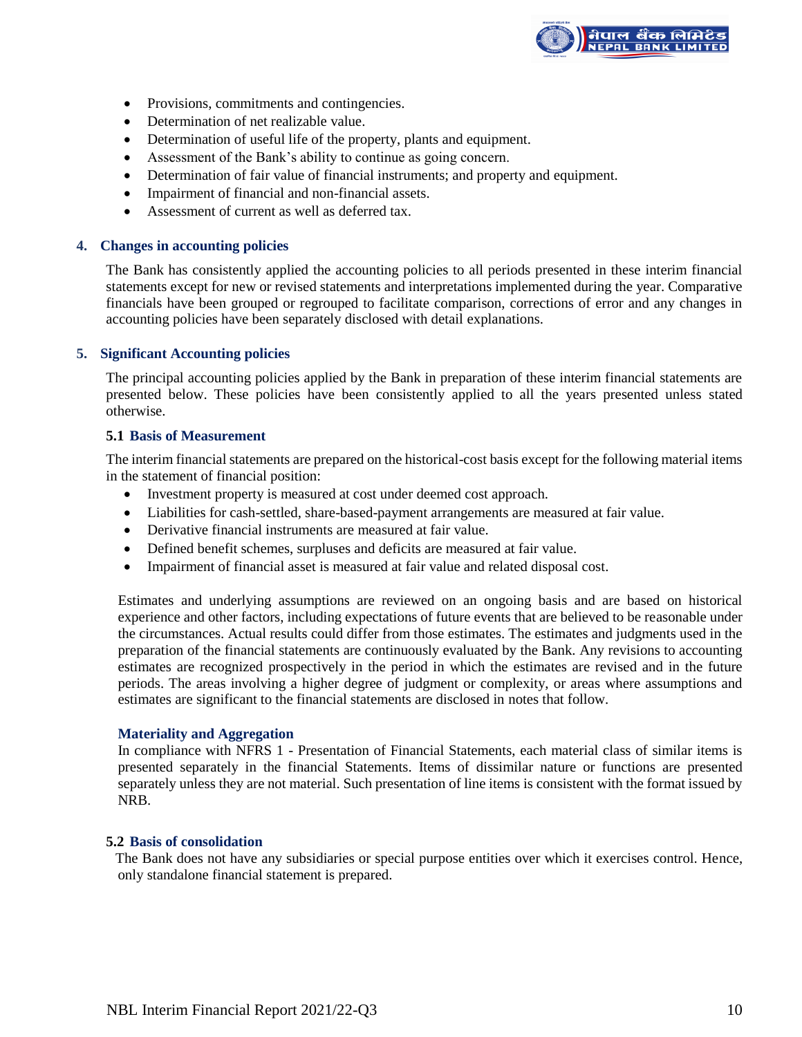- Provisions, commitments and contingencies.
- Determination of net realizable value.
- Determination of useful life of the property, plants and equipment.
- Assessment of the Bank's ability to continue as going concern.
- Determination of fair value of financial instruments; and property and equipment.
- Impairment of financial and non-financial assets.
- Assessment of current as well as deferred tax.

## 4. Changes in accounting policies

The Bank has consistently applied the accounting policies to all periods presented in these interim financial statements except for new or revised statements and interpretations implemented during the year. Comparative financials have been grouped or regrouped to facilitate comparison, corrections of error and any changes in accounting policies have been separately disclosed with detail explanations.

## 5. Significant Accounting policies

The principal accounting policies applied by the Bank in preparation of these interim financial statements are presented below. These policies have been consistently applied to all the years presented unless stated otherwise.

### 5.1 Basis of Measurement

The interim financial statements are prepared on the historical-cost basis except for the following material items in the statement of financial position:

- Investment property is measured at cost under deemed cost approach.
- Liabilities for cash-settled, share-based-payment arrangements are measured at fair value.
- Derivative financial instruments are measured at fair value.
- Defined benefit schemes, surpluses and deficits are measured at fair value.
- Impairment of financial asset is measured at fair value and related disposal cost.

Estimates and underlying assumptions are reviewed on an ongoing basis and are based on historical experience and other factors, including expectations of future events that are believed to be reasonable under the circumstances. Actual results could differ from those estimates. The estimates and judgments used in the preparation of the financial statements are continuously evaluated by the Bank. Any revisions to accounting estimates are recognized prospectively in the period in which the estimates are revised and in the future periods. The areas involving a higher degree of judgment or complexity, or areas where assumptions and estimates are significant to the financial statements are disclosed in notes that follow.

#### Materiality and Aggregation

In compliance with NFRS 1 - Presentation of Financial Statements, each material class of similar items is presented separately in the financial Statements. Items of dissimilar nature or functions are presented separately unless they are not material. Such presentation of line items is consistent with the format issued by NRB.

### 5.2 Basis of consolidation

The Bank does not have any subsidiaries or special purpose entities over which it exercises control. Hence, only standalone financial statement is prepared.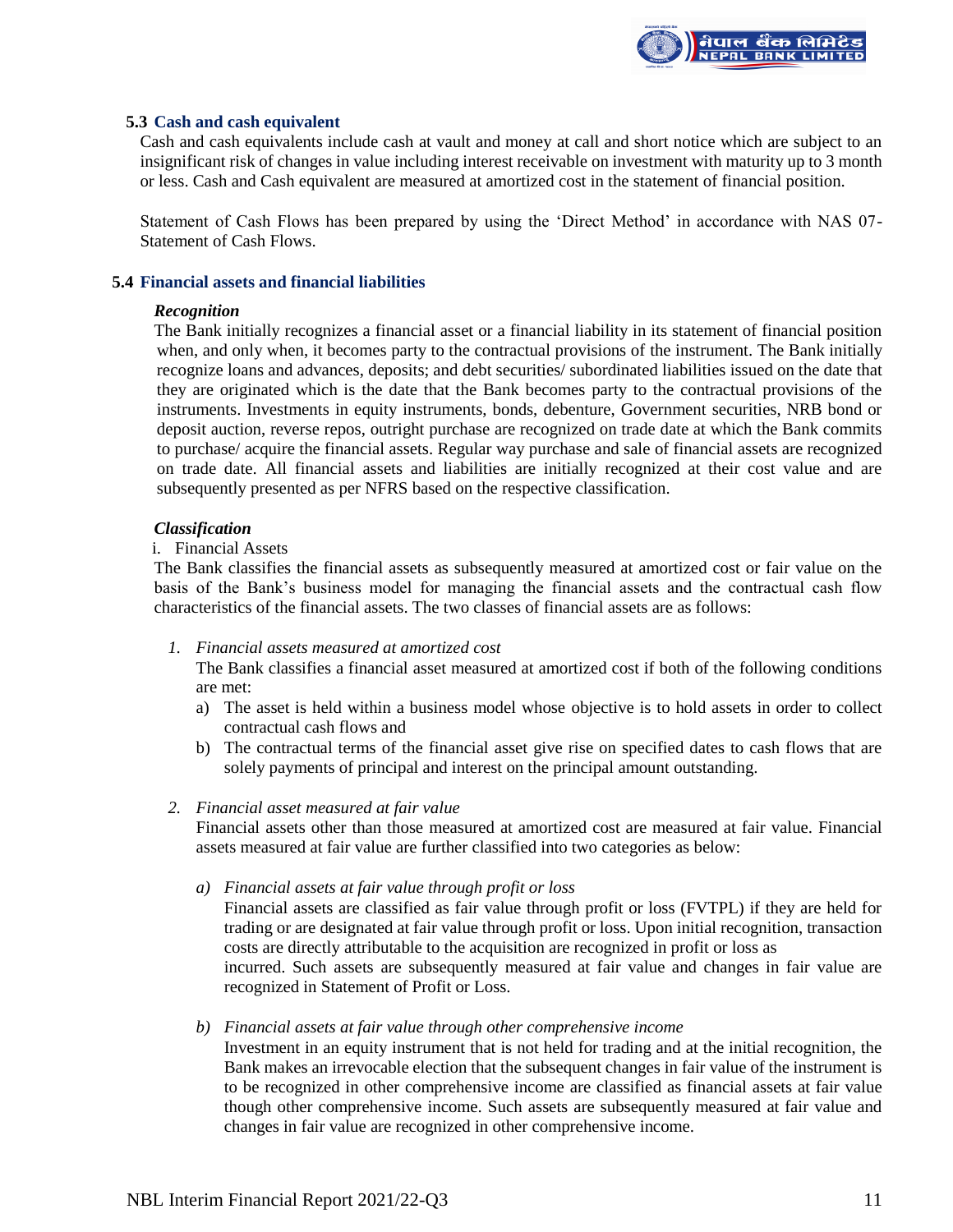### 5.3 Cash and cash equivalent

Cash and cash equivalents include cash at vault and money at call and short notice which are subject to an insignificant risk of changes in value including interest receivable on investment with maturity up to 3 month or less. Cash and Cash equivalent are measured at amortized cost in the statement of financial position.

Statement of Cash Flows has been prepared by using the 'Direct Method' in accordance with NAS 07- Statement of Cash Flows.

### 5.4 Financial assets and financial liabilities

***Recognition***

The Bank initially recognizes a financial asset or a financial liability in its statement of financial position when, and only when, it becomes party to the contractual provisions of the instrument. The Bank initially recognize loans and advances, deposits; and debt securities/ subordinated liabilities issued on the date that they are originated which is the date that the Bank becomes party to the contractual provisions of the instruments. Investments in equity instruments, bonds, debenture, Government securities, NRB bond or deposit auction, reverse repos, outright purchase are recognized on trade date at which the Bank commits to purchase/ acquire the financial assets. Regular way purchase and sale of financial assets are recognized on trade date. All financial assets and liabilities are initially recognized at their cost value and are subsequently presented as per NFRS based on the respective classification.

***Classification***

i. Financial Assets

The Bank classifies the financial assets as subsequently measured at amortized cost or fair value on the basis of the Bank's business model for managing the financial assets and the contractual cash flow characteristics of the financial assets. The two classes of financial assets are as follows:

1. *Financial assets measured at amortized cost*

   The Bank classifies a financial asset measured at amortized cost if both of the following conditions are met:

   a) The asset is held within a business model whose objective is to hold assets in order to collect contractual cash flows and

   b) The contractual terms of the financial asset give rise on specified dates to cash flows that are solely payments of principal and interest on the principal amount outstanding.

2. *Financial asset measured at fair value*

   Financial assets other than those measured at amortized cost are measured at fair value. Financial assets measured at fair value are further classified into two categories as below:

   a) *Financial assets at fair value through profit or loss*

   Financial assets are classified as fair value through profit or loss (FVTPL) if they are held for trading or are designated at fair value through profit or loss. Upon initial recognition, transaction costs are directly attributable to the acquisition are recognized in profit or loss as incurred. Such assets are subsequently measured at fair value and changes in fair value are recognized in Statement of Profit or Loss.

   b) *Financial assets at fair value through other comprehensive income*

   Investment in an equity instrument that is not held for trading and at the initial recognition, the Bank makes an irrevocable election that the subsequent changes in fair value of the instrument is to be recognized in other comprehensive income are classified as financial assets at fair value though other comprehensive income. Such assets are subsequently measured at fair value and changes in fair value are recognized in other comprehensive income.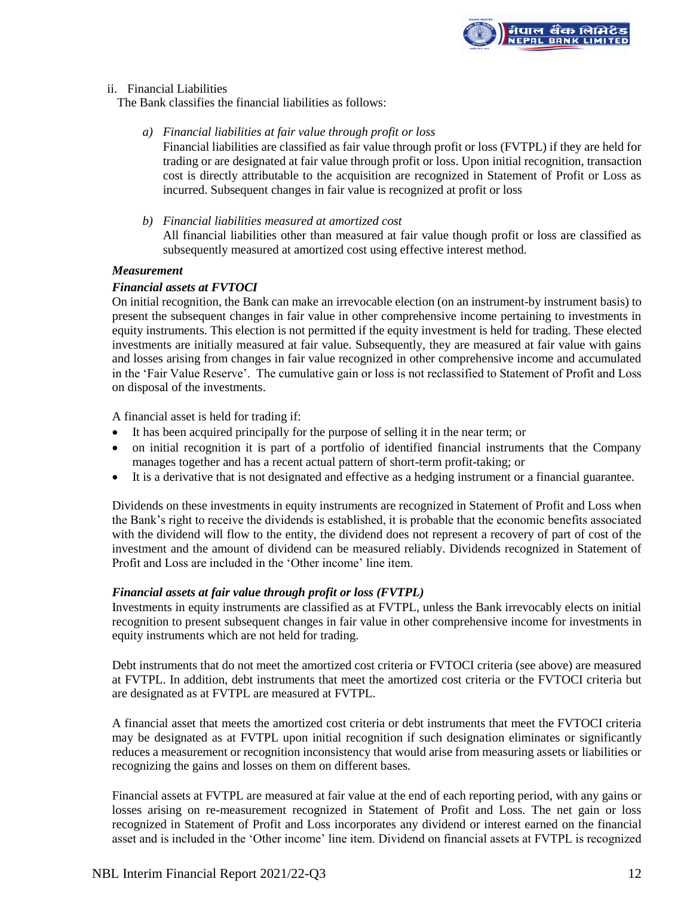ii. Financial Liabilities

The Bank classifies the financial liabilities as follows:

*a) Financial liabilities at fair value through profit or loss*

Financial liabilities are classified as fair value through profit or loss (FVTPL) if they are held for trading or are designated at fair value through profit or loss. Upon initial recognition, transaction cost is directly attributable to the acquisition are recognized in Statement of Profit or Loss as incurred. Subsequent changes in fair value is recognized at profit or loss

*b) Financial liabilities measured at amortized cost*

All financial liabilities other than measured at fair value though profit or loss are classified as subsequently measured at amortized cost using effective interest method.

***Measurement***

***Financial assets at FVTOCI***

On initial recognition, the Bank can make an irrevocable election (on an instrument-by instrument basis) to present the subsequent changes in fair value in other comprehensive income pertaining to investments in equity instruments. This election is not permitted if the equity investment is held for trading. These elected investments are initially measured at fair value. Subsequently, they are measured at fair value with gains and losses arising from changes in fair value recognized in other comprehensive income and accumulated in the 'Fair Value Reserve'. The cumulative gain or loss is not reclassified to Statement of Profit and Loss on disposal of the investments.

A financial asset is held for trading if:

- It has been acquired principally for the purpose of selling it in the near term; or
- on initial recognition it is part of a portfolio of identified financial instruments that the Company manages together and has a recent actual pattern of short-term profit-taking; or
- It is a derivative that is not designated and effective as a hedging instrument or a financial guarantee.

Dividends on these investments in equity instruments are recognized in Statement of Profit and Loss when the Bank's right to receive the dividends is established, it is probable that the economic benefits associated with the dividend will flow to the entity, the dividend does not represent a recovery of part of cost of the investment and the amount of dividend can be measured reliably. Dividends recognized in Statement of Profit and Loss are included in the 'Other income' line item.

***Financial assets at fair value through profit or loss (FVTPL)***

Investments in equity instruments are classified as at FVTPL, unless the Bank irrevocably elects on initial recognition to present subsequent changes in fair value in other comprehensive income for investments in equity instruments which are not held for trading.

Debt instruments that do not meet the amortized cost criteria or FVTOCI criteria (see above) are measured at FVTPL. In addition, debt instruments that meet the amortized cost criteria or the FVTOCI criteria but are designated as at FVTPL are measured at FVTPL.

A financial asset that meets the amortized cost criteria or debt instruments that meet the FVTOCI criteria may be designated as at FVTPL upon initial recognition if such designation eliminates or significantly reduces a measurement or recognition inconsistency that would arise from measuring assets or liabilities or recognizing the gains and losses on them on different bases.

Financial assets at FVTPL are measured at fair value at the end of each reporting period, with any gains or losses arising on re-measurement recognized in Statement of Profit and Loss. The net gain or loss recognized in Statement of Profit and Loss incorporates any dividend or interest earned on the financial asset and is included in the 'Other income' line item. Dividend on financial assets at FVTPL is recognized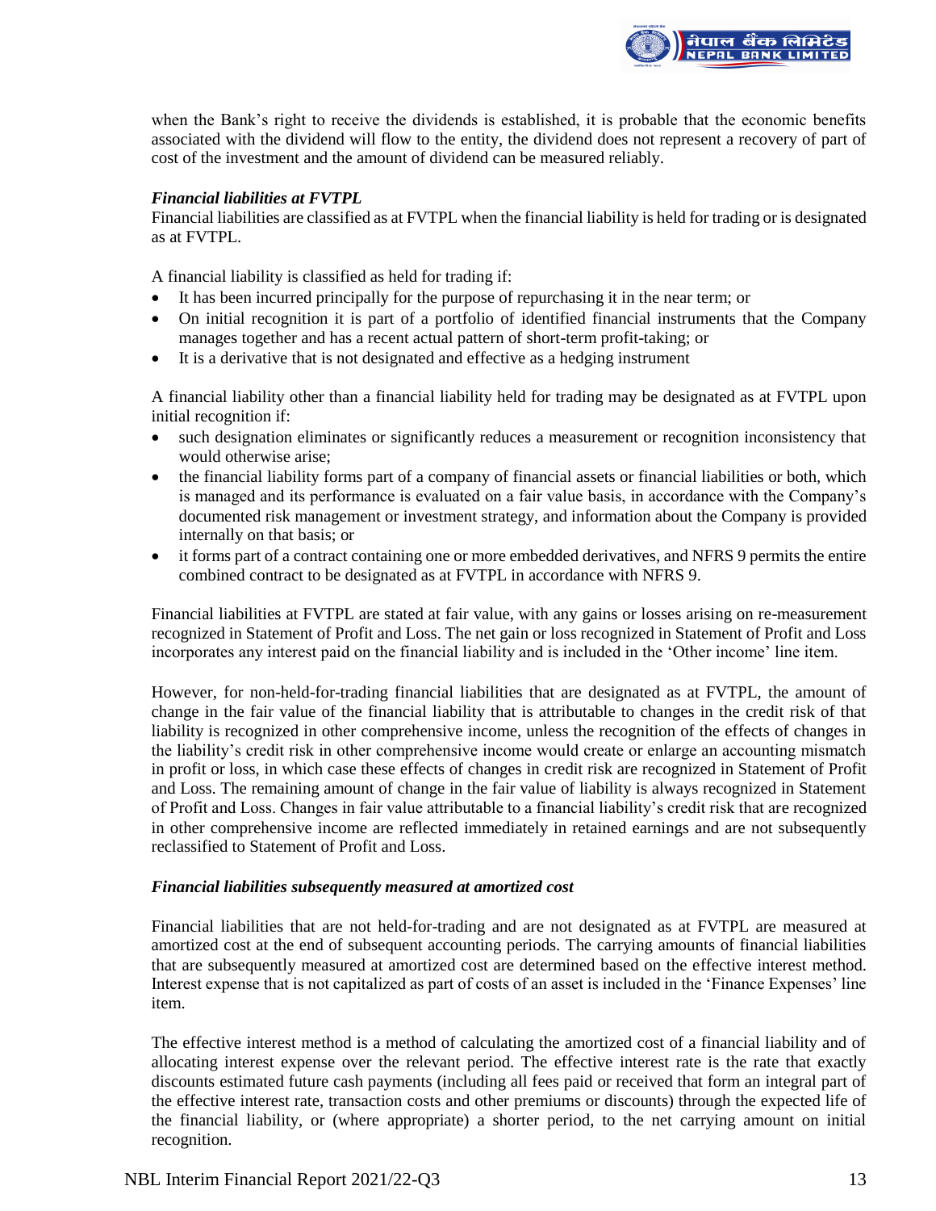when the Bank's right to receive the dividends is established, it is probable that the economic benefits associated with the dividend will flow to the entity, the dividend does not represent a recovery of part of cost of the investment and the amount of dividend can be measured reliably.

***Financial liabilities at FVTPL***

Financial liabilities are classified as at FVTPL when the financial liability is held for trading or is designated as at FVTPL.

A financial liability is classified as held for trading if:

- It has been incurred principally for the purpose of repurchasing it in the near term; or
- On initial recognition it is part of a portfolio of identified financial instruments that the Company manages together and has a recent actual pattern of short-term profit-taking; or
- It is a derivative that is not designated and effective as a hedging instrument

A financial liability other than a financial liability held for trading may be designated as at FVTPL upon initial recognition if:

- such designation eliminates or significantly reduces a measurement or recognition inconsistency that would otherwise arise;
- the financial liability forms part of a company of financial assets or financial liabilities or both, which is managed and its performance is evaluated on a fair value basis, in accordance with the Company's documented risk management or investment strategy, and information about the Company is provided internally on that basis; or
- it forms part of a contract containing one or more embedded derivatives, and NFRS 9 permits the entire combined contract to be designated as at FVTPL in accordance with NFRS 9.

Financial liabilities at FVTPL are stated at fair value, with any gains or losses arising on re-measurement recognized in Statement of Profit and Loss. The net gain or loss recognized in Statement of Profit and Loss incorporates any interest paid on the financial liability and is included in the 'Other income' line item.

However, for non-held-for-trading financial liabilities that are designated as at FVTPL, the amount of change in the fair value of the financial liability that is attributable to changes in the credit risk of that liability is recognized in other comprehensive income, unless the recognition of the effects of changes in the liability's credit risk in other comprehensive income would create or enlarge an accounting mismatch in profit or loss, in which case these effects of changes in credit risk are recognized in Statement of Profit and Loss. The remaining amount of change in the fair value of liability is always recognized in Statement of Profit and Loss. Changes in fair value attributable to a financial liability's credit risk that are recognized in other comprehensive income are reflected immediately in retained earnings and are not subsequently reclassified to Statement of Profit and Loss.

***Financial liabilities subsequently measured at amortized cost***

Financial liabilities that are not held-for-trading and are not designated as at FVTPL are measured at amortized cost at the end of subsequent accounting periods. The carrying amounts of financial liabilities that are subsequently measured at amortized cost are determined based on the effective interest method. Interest expense that is not capitalized as part of costs of an asset is included in the 'Finance Expenses' line item.

The effective interest method is a method of calculating the amortized cost of a financial liability and of allocating interest expense over the relevant period. The effective interest rate is the rate that exactly discounts estimated future cash payments (including all fees paid or received that form an integral part of the effective interest rate, transaction costs and other premiums or discounts) through the expected life of the financial liability, or (where appropriate) a shorter period, to the net carrying amount on initial recognition.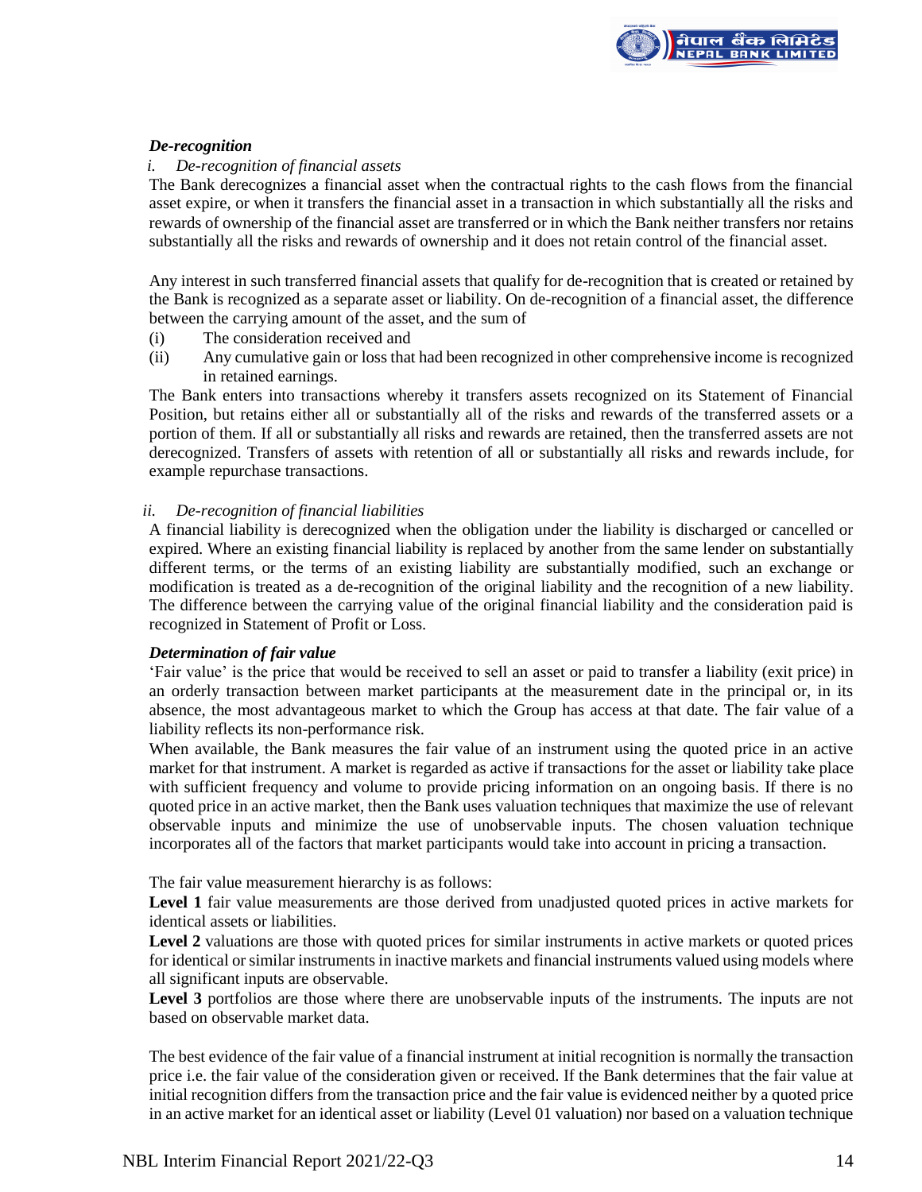***De-recognition***

*i. De-recognition of financial assets*

The Bank derecognizes a financial asset when the contractual rights to the cash flows from the financial asset expire, or when it transfers the financial asset in a transaction in which substantially all the risks and rewards of ownership of the financial asset are transferred or in which the Bank neither transfers nor retains substantially all the risks and rewards of ownership and it does not retain control of the financial asset.

Any interest in such transferred financial assets that qualify for de-recognition that is created or retained by the Bank is recognized as a separate asset or liability. On de-recognition of a financial asset, the difference between the carrying amount of the asset, and the sum of

(i) The consideration received and

(ii) Any cumulative gain or loss that had been recognized in other comprehensive income is recognized in retained earnings.

The Bank enters into transactions whereby it transfers assets recognized on its Statement of Financial Position, but retains either all or substantially all of the risks and rewards of the transferred assets or a portion of them. If all or substantially all risks and rewards are retained, then the transferred assets are not derecognized. Transfers of assets with retention of all or substantially all risks and rewards include, for example repurchase transactions.

*ii. De-recognition of financial liabilities*

A financial liability is derecognized when the obligation under the liability is discharged or cancelled or expired. Where an existing financial liability is replaced by another from the same lender on substantially different terms, or the terms of an existing liability are substantially modified, such an exchange or modification is treated as a de-recognition of the original liability and the recognition of a new liability. The difference between the carrying value of the original financial liability and the consideration paid is recognized in Statement of Profit or Loss.

***Determination of fair value***

'Fair value' is the price that would be received to sell an asset or paid to transfer a liability (exit price) in an orderly transaction between market participants at the measurement date in the principal or, in its absence, the most advantageous market to which the Group has access at that date. The fair value of a liability reflects its non-performance risk.

When available, the Bank measures the fair value of an instrument using the quoted price in an active market for that instrument. A market is regarded as active if transactions for the asset or liability take place with sufficient frequency and volume to provide pricing information on an ongoing basis. If there is no quoted price in an active market, then the Bank uses valuation techniques that maximize the use of relevant observable inputs and minimize the use of unobservable inputs. The chosen valuation technique incorporates all of the factors that market participants would take into account in pricing a transaction.

The fair value measurement hierarchy is as follows:

**Level 1** fair value measurements are those derived from unadjusted quoted prices in active markets for identical assets or liabilities.

**Level 2** valuations are those with quoted prices for similar instruments in active markets or quoted prices for identical or similar instruments in inactive markets and financial instruments valued using models where all significant inputs are observable.

**Level 3** portfolios are those where there are unobservable inputs of the instruments. The inputs are not based on observable market data.

The best evidence of the fair value of a financial instrument at initial recognition is normally the transaction price i.e. the fair value of the consideration given or received. If the Bank determines that the fair value at initial recognition differs from the transaction price and the fair value is evidenced neither by a quoted price in an active market for an identical asset or liability (Level 01 valuation) nor based on a valuation technique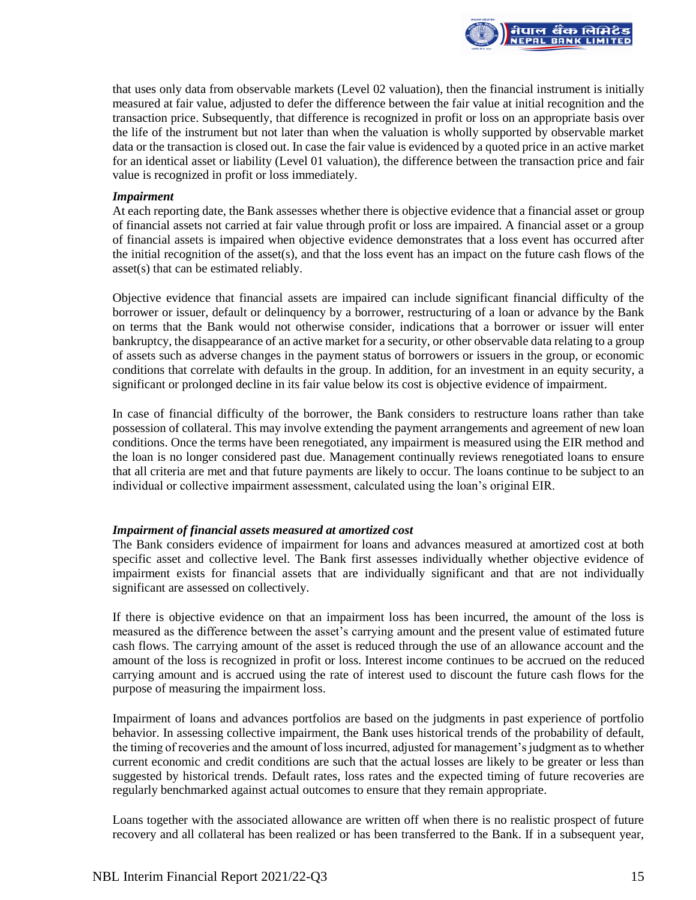that uses only data from observable markets (Level 02 valuation), then the financial instrument is initially measured at fair value, adjusted to defer the difference between the fair value at initial recognition and the transaction price. Subsequently, that difference is recognized in profit or loss on an appropriate basis over the life of the instrument but not later than when the valuation is wholly supported by observable market data or the transaction is closed out. In case the fair value is evidenced by a quoted price in an active market for an identical asset or liability (Level 01 valuation), the difference between the transaction price and fair value is recognized in profit or loss immediately.

***Impairment***

At each reporting date, the Bank assesses whether there is objective evidence that a financial asset or group of financial assets not carried at fair value through profit or loss are impaired. A financial asset or a group of financial assets is impaired when objective evidence demonstrates that a loss event has occurred after the initial recognition of the asset(s), and that the loss event has an impact on the future cash flows of the asset(s) that can be estimated reliably.

Objective evidence that financial assets are impaired can include significant financial difficulty of the borrower or issuer, default or delinquency by a borrower, restructuring of a loan or advance by the Bank on terms that the Bank would not otherwise consider, indications that a borrower or issuer will enter bankruptcy, the disappearance of an active market for a security, or other observable data relating to a group of assets such as adverse changes in the payment status of borrowers or issuers in the group, or economic conditions that correlate with defaults in the group. In addition, for an investment in an equity security, a significant or prolonged decline in its fair value below its cost is objective evidence of impairment.

In case of financial difficulty of the borrower, the Bank considers to restructure loans rather than take possession of collateral. This may involve extending the payment arrangements and agreement of new loan conditions. Once the terms have been renegotiated, any impairment is measured using the EIR method and the loan is no longer considered past due. Management continually reviews renegotiated loans to ensure that all criteria are met and that future payments are likely to occur. The loans continue to be subject to an individual or collective impairment assessment, calculated using the loan's original EIR.

***Impairment of financial assets measured at amortized cost***

The Bank considers evidence of impairment for loans and advances measured at amortized cost at both specific asset and collective level. The Bank first assesses individually whether objective evidence of impairment exists for financial assets that are individually significant and that are not individually significant are assessed on collectively.

If there is objective evidence on that an impairment loss has been incurred, the amount of the loss is measured as the difference between the asset's carrying amount and the present value of estimated future cash flows. The carrying amount of the asset is reduced through the use of an allowance account and the amount of the loss is recognized in profit or loss. Interest income continues to be accrued on the reduced carrying amount and is accrued using the rate of interest used to discount the future cash flows for the purpose of measuring the impairment loss.

Impairment of loans and advances portfolios are based on the judgments in past experience of portfolio behavior. In assessing collective impairment, the Bank uses historical trends of the probability of default, the timing of recoveries and the amount of loss incurred, adjusted for management's judgment as to whether current economic and credit conditions are such that the actual losses are likely to be greater or less than suggested by historical trends. Default rates, loss rates and the expected timing of future recoveries are regularly benchmarked against actual outcomes to ensure that they remain appropriate.

Loans together with the associated allowance are written off when there is no realistic prospect of future recovery and all collateral has been realized or has been transferred to the Bank. If in a subsequent year,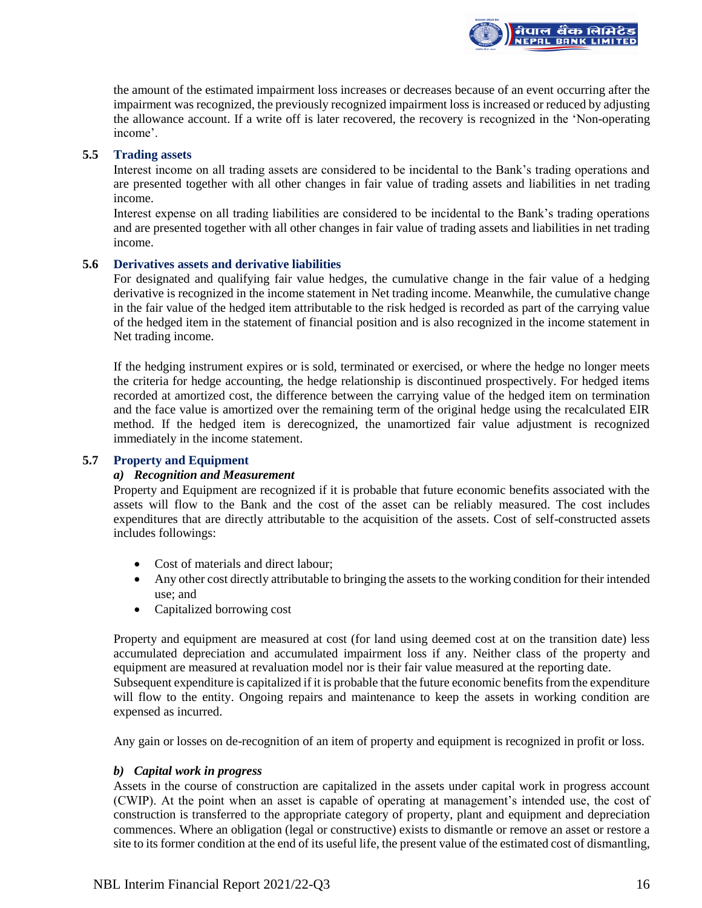the amount of the estimated impairment loss increases or decreases because of an event occurring after the impairment was recognized, the previously recognized impairment loss is increased or reduced by adjusting the allowance account. If a write off is later recovered, the recovery is recognized in the 'Non-operating income'.

### 5.5 Trading assets

Interest income on all trading assets are considered to be incidental to the Bank's trading operations and are presented together with all other changes in fair value of trading assets and liabilities in net trading income.

Interest expense on all trading liabilities are considered to be incidental to the Bank's trading operations and are presented together with all other changes in fair value of trading assets and liabilities in net trading income.

### 5.6 Derivatives assets and derivative liabilities

For designated and qualifying fair value hedges, the cumulative change in the fair value of a hedging derivative is recognized in the income statement in Net trading income. Meanwhile, the cumulative change in the fair value of the hedged item attributable to the risk hedged is recorded as part of the carrying value of the hedged item in the statement of financial position and is also recognized in the income statement in Net trading income.

If the hedging instrument expires or is sold, terminated or exercised, or where the hedge no longer meets the criteria for hedge accounting, the hedge relationship is discontinued prospectively. For hedged items recorded at amortized cost, the difference between the carrying value of the hedged item on termination and the face value is amortized over the remaining term of the original hedge using the recalculated EIR method. If the hedged item is derecognized, the unamortized fair value adjustment is recognized immediately in the income statement.

### 5.7 Property and Equipment

#### *a) Recognition and Measurement*

Property and Equipment are recognized if it is probable that future economic benefits associated with the assets will flow to the Bank and the cost of the asset can be reliably measured. The cost includes expenditures that are directly attributable to the acquisition of the assets. Cost of self-constructed assets includes followings:

- Cost of materials and direct labour;
- Any other cost directly attributable to bringing the assets to the working condition for their intended use; and
- Capitalized borrowing cost

Property and equipment are measured at cost (for land using deemed cost at on the transition date) less accumulated depreciation and accumulated impairment loss if any. Neither class of the property and equipment are measured at revaluation model nor is their fair value measured at the reporting date.

Subsequent expenditure is capitalized if it is probable that the future economic benefits from the expenditure will flow to the entity. Ongoing repairs and maintenance to keep the assets in working condition are expensed as incurred.

Any gain or losses on de-recognition of an item of property and equipment is recognized in profit or loss.

#### *b) Capital work in progress*

Assets in the course of construction are capitalized in the assets under capital work in progress account (CWIP). At the point when an asset is capable of operating at management's intended use, the cost of construction is transferred to the appropriate category of property, plant and equipment and depreciation commences. Where an obligation (legal or constructive) exists to dismantle or remove an asset or restore a site to its former condition at the end of its useful life, the present value of the estimated cost of dismantling,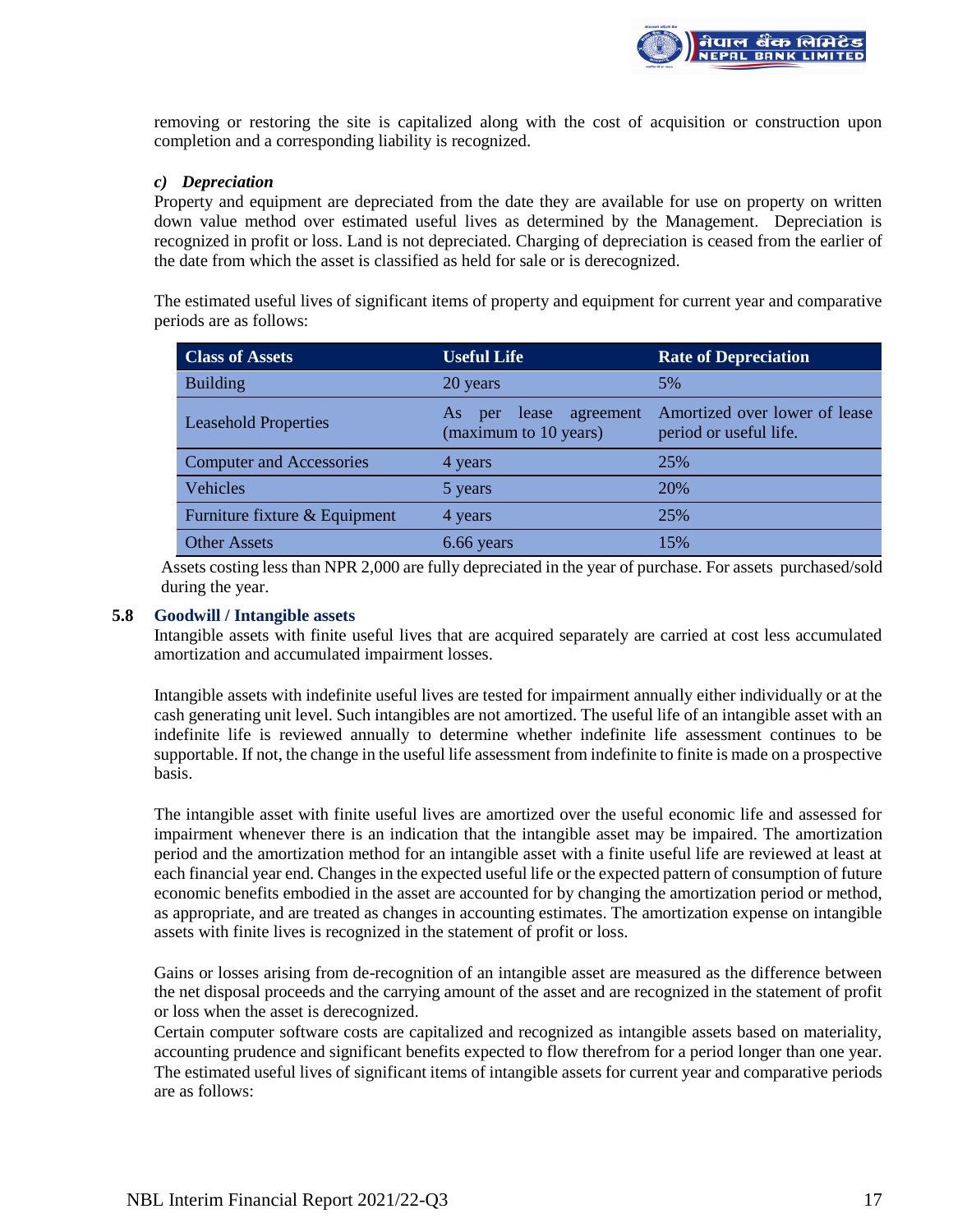removing or restoring the site is capitalized along with the cost of acquisition or construction upon completion and a corresponding liability is recognized.

#### *c) Depreciation*

Property and equipment are depreciated from the date they are available for use on property on written down value method over estimated useful lives as determined by the Management. Depreciation is recognized in profit or loss. Land is not depreciated. Charging of depreciation is ceased from the earlier of the date from which the asset is classified as held for sale or is derecognized.

The estimated useful lives of significant items of property and equipment for current year and comparative periods are as follows:

| Class of Assets | Useful Life | Rate of Depreciation |
|---|---|---|
| Building | 20 years | 5% |
| Leasehold Properties | As per lease agreement (maximum to 10 years) | Amortized over lower of lease period or useful life. |
| Computer and Accessories | 4 years | 25% |
| Vehicles | 5 years | 20% |
| Furniture fixture & Equipment | 4 years | 25% |
| Other Assets | 6.66 years | 15% |

Assets costing less than NPR 2,000 are fully depreciated in the year of purchase. For assets purchased/sold during the year.

### 5.8 Goodwill / Intangible assets

Intangible assets with finite useful lives that are acquired separately are carried at cost less accumulated amortization and accumulated impairment losses.

Intangible assets with indefinite useful lives are tested for impairment annually either individually or at the cash generating unit level. Such intangibles are not amortized. The useful life of an intangible asset with an indefinite life is reviewed annually to determine whether indefinite life assessment continues to be supportable. If not, the change in the useful life assessment from indefinite to finite is made on a prospective basis.

The intangible asset with finite useful lives are amortized over the useful economic life and assessed for impairment whenever there is an indication that the intangible asset may be impaired. The amortization period and the amortization method for an intangible asset with a finite useful life are reviewed at least at each financial year end. Changes in the expected useful life or the expected pattern of consumption of future economic benefits embodied in the asset are accounted for by changing the amortization period or method, as appropriate, and are treated as changes in accounting estimates. The amortization expense on intangible assets with finite lives is recognized in the statement of profit or loss.

Gains or losses arising from de-recognition of an intangible asset are measured as the difference between the net disposal proceeds and the carrying amount of the asset and are recognized in the statement of profit or loss when the asset is derecognized.

Certain computer software costs are capitalized and recognized as intangible assets based on materiality, accounting prudence and significant benefits expected to flow therefrom for a period longer than one year. The estimated useful lives of significant items of intangible assets for current year and comparative periods are as follows: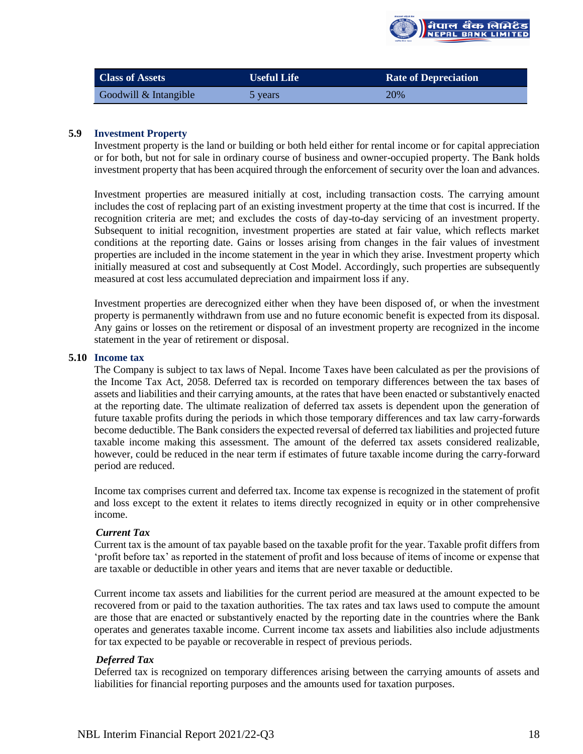| Class of Assets | Useful Life | Rate of Depreciation |
| --- | --- | --- |
| Goodwill & Intangible | 5 years | 20% |

### 5.9 Investment Property

Investment property is the land or building or both held either for rental income or for capital appreciation or for both, but not for sale in ordinary course of business and owner-occupied property. The Bank holds investment property that has been acquired through the enforcement of security over the loan and advances.

Investment properties are measured initially at cost, including transaction costs. The carrying amount includes the cost of replacing part of an existing investment property at the time that cost is incurred. If the recognition criteria are met; and excludes the costs of day-to-day servicing of an investment property. Subsequent to initial recognition, investment properties are stated at fair value, which reflects market conditions at the reporting date. Gains or losses arising from changes in the fair values of investment properties are included in the income statement in the year in which they arise. Investment property which initially measured at cost and subsequently at Cost Model. Accordingly, such properties are subsequently measured at cost less accumulated depreciation and impairment loss if any.

Investment properties are derecognized either when they have been disposed of, or when the investment property is permanently withdrawn from use and no future economic benefit is expected from its disposal. Any gains or losses on the retirement or disposal of an investment property are recognized in the income statement in the year of retirement or disposal.

### 5.10 Income tax

The Company is subject to tax laws of Nepal. Income Taxes have been calculated as per the provisions of the Income Tax Act, 2058. Deferred tax is recorded on temporary differences between the tax bases of assets and liabilities and their carrying amounts, at the rates that have been enacted or substantively enacted at the reporting date. The ultimate realization of deferred tax assets is dependent upon the generation of future taxable profits during the periods in which those temporary differences and tax law carry-forwards become deductible. The Bank considers the expected reversal of deferred tax liabilities and projected future taxable income making this assessment. The amount of the deferred tax assets considered realizable, however, could be reduced in the near term if estimates of future taxable income during the carry-forward period are reduced.

Income tax comprises current and deferred tax. Income tax expense is recognized in the statement of profit and loss except to the extent it relates to items directly recognized in equity or in other comprehensive income.

***Current Tax***

Current tax is the amount of tax payable based on the taxable profit for the year. Taxable profit differs from 'profit before tax' as reported in the statement of profit and loss because of items of income or expense that are taxable or deductible in other years and items that are never taxable or deductible.

Current income tax assets and liabilities for the current period are measured at the amount expected to be recovered from or paid to the taxation authorities. The tax rates and tax laws used to compute the amount are those that are enacted or substantively enacted by the reporting date in the countries where the Bank operates and generates taxable income. Current income tax assets and liabilities also include adjustments for tax expected to be payable or recoverable in respect of previous periods.

***Deferred Tax***

Deferred tax is recognized on temporary differences arising between the carrying amounts of assets and liabilities for financial reporting purposes and the amounts used for taxation purposes.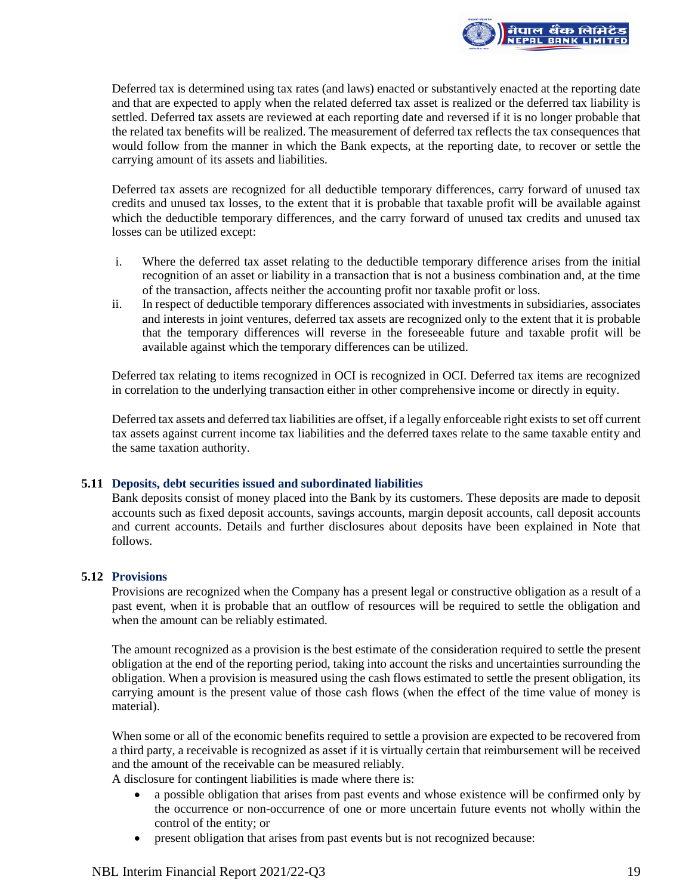Deferred tax is determined using tax rates (and laws) enacted or substantively enacted at the reporting date and that are expected to apply when the related deferred tax asset is realized or the deferred tax liability is settled. Deferred tax assets are reviewed at each reporting date and reversed if it is no longer probable that the related tax benefits will be realized. The measurement of deferred tax reflects the tax consequences that would follow from the manner in which the Bank expects, at the reporting date, to recover or settle the carrying amount of its assets and liabilities.

Deferred tax assets are recognized for all deductible temporary differences, carry forward of unused tax credits and unused tax losses, to the extent that it is probable that taxable profit will be available against which the deductible temporary differences, and the carry forward of unused tax credits and unused tax losses can be utilized except:

i. Where the deferred tax asset relating to the deductible temporary difference arises from the initial recognition of an asset or liability in a transaction that is not a business combination and, at the time of the transaction, affects neither the accounting profit nor taxable profit or loss.
ii. In respect of deductible temporary differences associated with investments in subsidiaries, associates and interests in joint ventures, deferred tax assets are recognized only to the extent that it is probable that the temporary differences will reverse in the foreseeable future and taxable profit will be available against which the temporary differences can be utilized.

Deferred tax relating to items recognized in OCI is recognized in OCI. Deferred tax items are recognized in correlation to the underlying transaction either in other comprehensive income or directly in equity.

Deferred tax assets and deferred tax liabilities are offset, if a legally enforceable right exists to set off current tax assets against current income tax liabilities and the deferred taxes relate to the same taxable entity and the same taxation authority.

### 5.11 Deposits, debt securities issued and subordinated liabilities

Bank deposits consist of money placed into the Bank by its customers. These deposits are made to deposit accounts such as fixed deposit accounts, savings accounts, margin deposit accounts, call deposit accounts and current accounts. Details and further disclosures about deposits have been explained in Note that follows.

### 5.12 Provisions

Provisions are recognized when the Company has a present legal or constructive obligation as a result of a past event, when it is probable that an outflow of resources will be required to settle the obligation and when the amount can be reliably estimated.

The amount recognized as a provision is the best estimate of the consideration required to settle the present obligation at the end of the reporting period, taking into account the risks and uncertainties surrounding the obligation. When a provision is measured using the cash flows estimated to settle the present obligation, its carrying amount is the present value of those cash flows (when the effect of the time value of money is material).

When some or all of the economic benefits required to settle a provision are expected to be recovered from a third party, a receivable is recognized as asset if it is virtually certain that reimbursement will be received and the amount of the receivable can be measured reliably.

A disclosure for contingent liabilities is made where there is:

- a possible obligation that arises from past events and whose existence will be confirmed only by the occurrence or non-occurrence of one or more uncertain future events not wholly within the control of the entity; or
- present obligation that arises from past events but is not recognized because: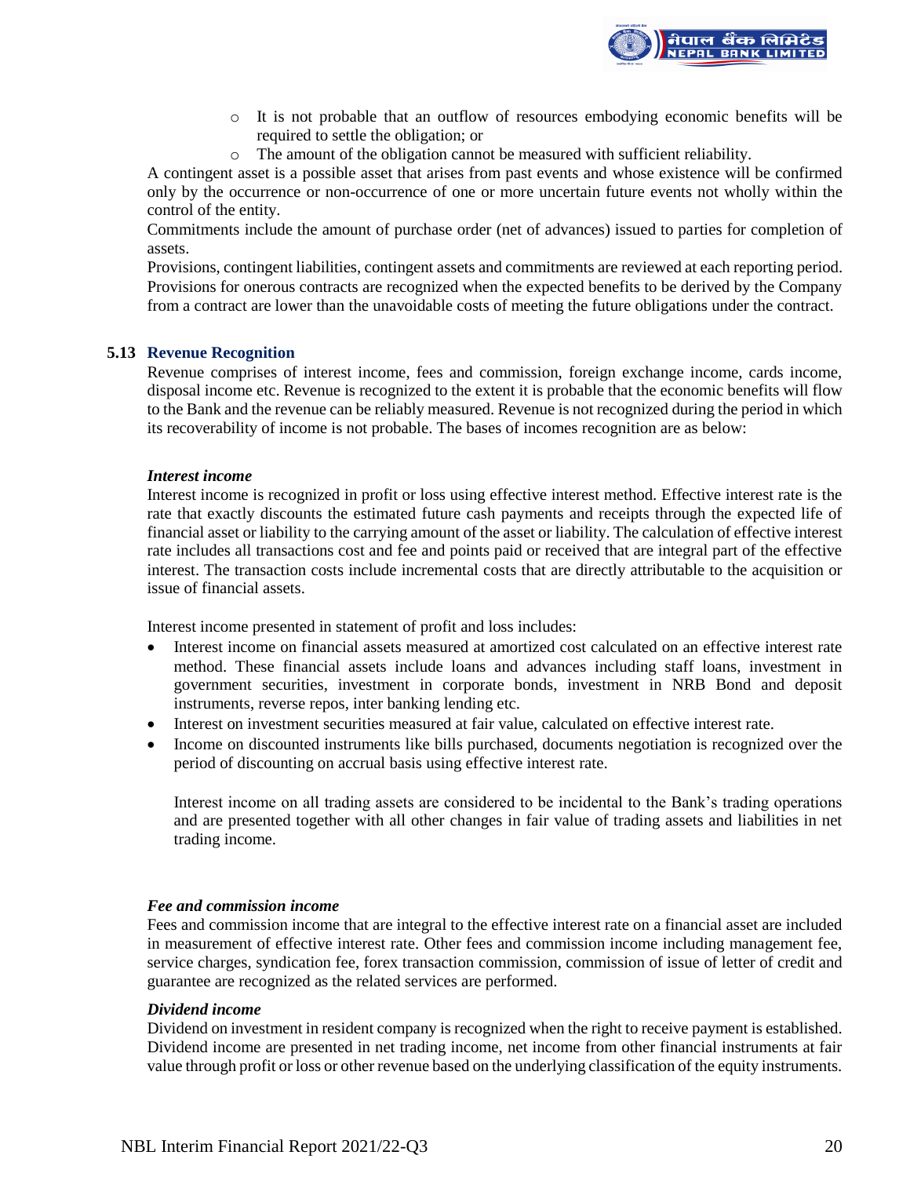- It is not probable that an outflow of resources embodying economic benefits will be required to settle the obligation; or
- The amount of the obligation cannot be measured with sufficient reliability.

A contingent asset is a possible asset that arises from past events and whose existence will be confirmed only by the occurrence or non-occurrence of one or more uncertain future events not wholly within the control of the entity.

Commitments include the amount of purchase order (net of advances) issued to parties for completion of assets.

Provisions, contingent liabilities, contingent assets and commitments are reviewed at each reporting period. Provisions for onerous contracts are recognized when the expected benefits to be derived by the Company from a contract are lower than the unavoidable costs of meeting the future obligations under the contract.

## 5.13 Revenue Recognition

Revenue comprises of interest income, fees and commission, foreign exchange income, cards income, disposal income etc. Revenue is recognized to the extent it is probable that the economic benefits will flow to the Bank and the revenue can be reliably measured. Revenue is not recognized during the period in which its recoverability of income is not probable. The bases of incomes recognition are as below:

***Interest income***

Interest income is recognized in profit or loss using effective interest method. Effective interest rate is the rate that exactly discounts the estimated future cash payments and receipts through the expected life of financial asset or liability to the carrying amount of the asset or liability. The calculation of effective interest rate includes all transactions cost and fee and points paid or received that are integral part of the effective interest. The transaction costs include incremental costs that are directly attributable to the acquisition or issue of financial assets.

Interest income presented in statement of profit and loss includes:

- Interest income on financial assets measured at amortized cost calculated on an effective interest rate method. These financial assets include loans and advances including staff loans, investment in government securities, investment in corporate bonds, investment in NRB Bond and deposit instruments, reverse repos, inter banking lending etc.
- Interest on investment securities measured at fair value, calculated on effective interest rate.
- Income on discounted instruments like bills purchased, documents negotiation is recognized over the period of discounting on accrual basis using effective interest rate.

  Interest income on all trading assets are considered to be incidental to the Bank's trading operations and are presented together with all other changes in fair value of trading assets and liabilities in net trading income.

***Fee and commission income***

Fees and commission income that are integral to the effective interest rate on a financial asset are included in measurement of effective interest rate. Other fees and commission income including management fee, service charges, syndication fee, forex transaction commission, commission of issue of letter of credit and guarantee are recognized as the related services are performed.

***Dividend income***

Dividend on investment in resident company is recognized when the right to receive payment is established. Dividend income are presented in net trading income, net income from other financial instruments at fair value through profit or loss or other revenue based on the underlying classification of the equity instruments.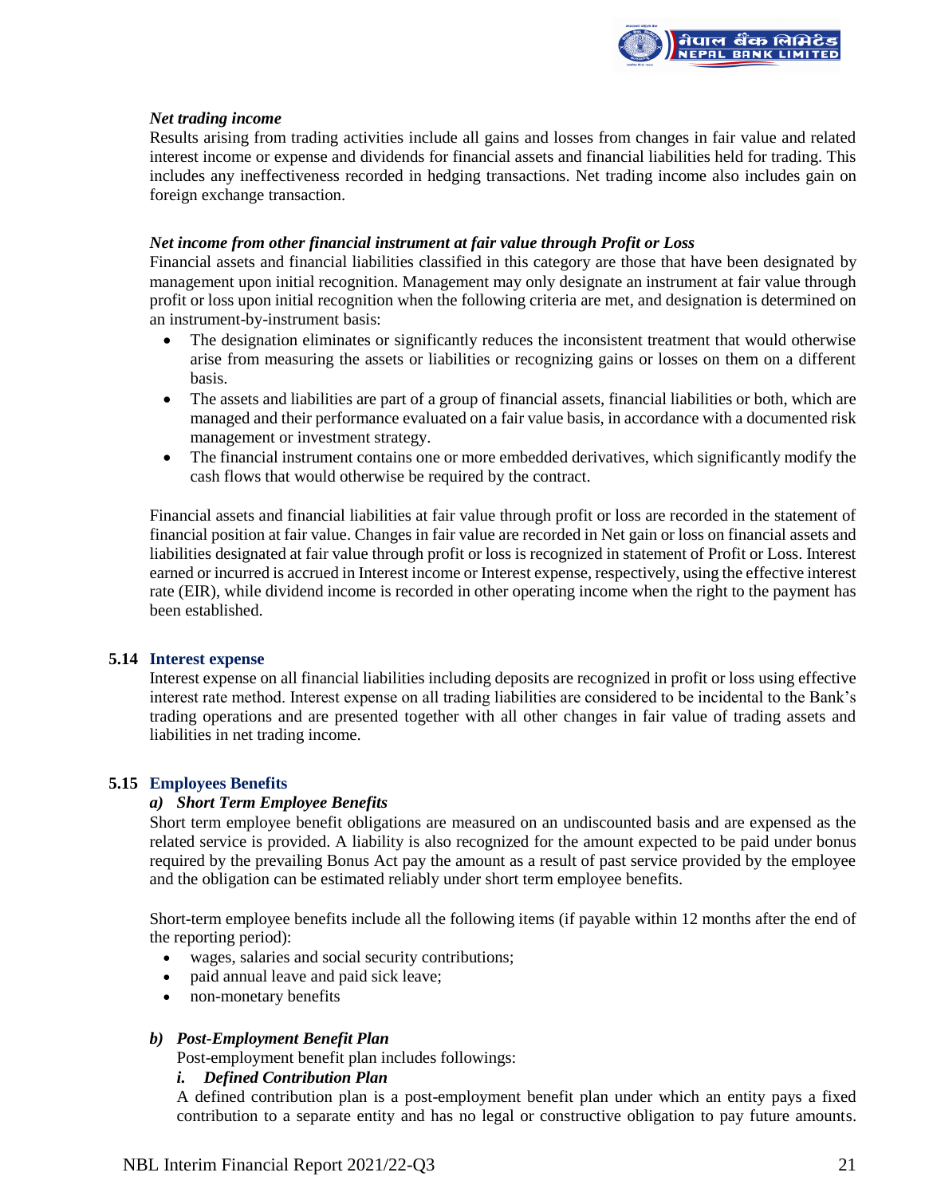***Net trading income***

Results arising from trading activities include all gains and losses from changes in fair value and related interest income or expense and dividends for financial assets and financial liabilities held for trading. This includes any ineffectiveness recorded in hedging transactions. Net trading income also includes gain on foreign exchange transaction.

***Net income from other financial instrument at fair value through Profit or Loss***

Financial assets and financial liabilities classified in this category are those that have been designated by management upon initial recognition. Management may only designate an instrument at fair value through profit or loss upon initial recognition when the following criteria are met, and designation is determined on an instrument-by-instrument basis:

- The designation eliminates or significantly reduces the inconsistent treatment that would otherwise arise from measuring the assets or liabilities or recognizing gains or losses on them on a different basis.
- The assets and liabilities are part of a group of financial assets, financial liabilities or both, which are managed and their performance evaluated on a fair value basis, in accordance with a documented risk management or investment strategy.
- The financial instrument contains one or more embedded derivatives, which significantly modify the cash flows that would otherwise be required by the contract.

Financial assets and financial liabilities at fair value through profit or loss are recorded in the statement of financial position at fair value. Changes in fair value are recorded in Net gain or loss on financial assets and liabilities designated at fair value through profit or loss is recognized in statement of Profit or Loss. Interest earned or incurred is accrued in Interest income or Interest expense, respectively, using the effective interest rate (EIR), while dividend income is recorded in other operating income when the right to the payment has been established.

## 5.14 Interest expense

Interest expense on all financial liabilities including deposits are recognized in profit or loss using effective interest rate method. Interest expense on all trading liabilities are considered to be incidental to the Bank's trading operations and are presented together with all other changes in fair value of trading assets and liabilities in net trading income.

## 5.15 Employees Benefits

***a) Short Term Employee Benefits***

Short term employee benefit obligations are measured on an undiscounted basis and are expensed as the related service is provided. A liability is also recognized for the amount expected to be paid under bonus required by the prevailing Bonus Act pay the amount as a result of past service provided by the employee and the obligation can be estimated reliably under short term employee benefits.

Short-term employee benefits include all the following items (if payable within 12 months after the end of the reporting period):

- wages, salaries and social security contributions;
- paid annual leave and paid sick leave;
- non-monetary benefits

***b) Post-Employment Benefit Plan***

Post-employment benefit plan includes followings:

***i. Defined Contribution Plan***

A defined contribution plan is a post-employment benefit plan under which an entity pays a fixed contribution to a separate entity and has no legal or constructive obligation to pay future amounts.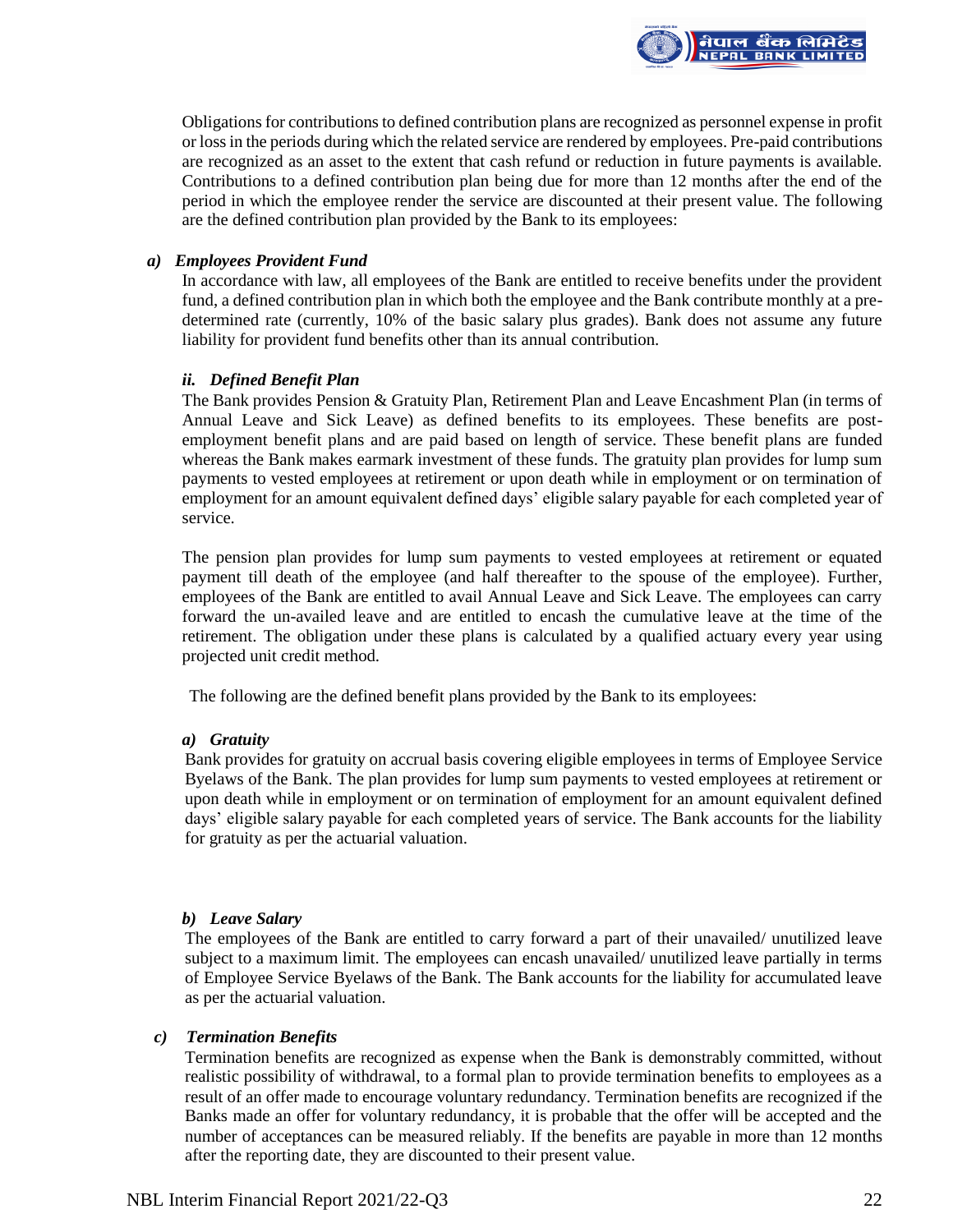Obligations for contributions to defined contribution plans are recognized as personnel expense in profit or loss in the periods during which the related service are rendered by employees. Pre-paid contributions are recognized as an asset to the extent that cash refund or reduction in future payments is available. Contributions to a defined contribution plan being due for more than 12 months after the end of the period in which the employee render the service are discounted at their present value. The following are the defined contribution plan provided by the Bank to its employees:

***a) Employees Provident Fund***

In accordance with law, all employees of the Bank are entitled to receive benefits under the provident fund, a defined contribution plan in which both the employee and the Bank contribute monthly at a pre-determined rate (currently, 10% of the basic salary plus grades). Bank does not assume any future liability for provident fund benefits other than its annual contribution.

***ii. Defined Benefit Plan***

The Bank provides Pension & Gratuity Plan, Retirement Plan and Leave Encashment Plan (in terms of Annual Leave and Sick Leave) as defined benefits to its employees. These benefits are post-employment benefit plans and are paid based on length of service. These benefit plans are funded whereas the Bank makes earmark investment of these funds. The gratuity plan provides for lump sum payments to vested employees at retirement or upon death while in employment or on termination of employment for an amount equivalent defined days' eligible salary payable for each completed year of service.

The pension plan provides for lump sum payments to vested employees at retirement or equated payment till death of the employee (and half thereafter to the spouse of the employee). Further, employees of the Bank are entitled to avail Annual Leave and Sick Leave. The employees can carry forward the un-availed leave and are entitled to encash the cumulative leave at the time of the retirement. The obligation under these plans is calculated by a qualified actuary every year using projected unit credit method.

The following are the defined benefit plans provided by the Bank to its employees:

***a) Gratuity***

Bank provides for gratuity on accrual basis covering eligible employees in terms of Employee Service Byelaws of the Bank. The plan provides for lump sum payments to vested employees at retirement or upon death while in employment or on termination of employment for an amount equivalent defined days' eligible salary payable for each completed years of service. The Bank accounts for the liability for gratuity as per the actuarial valuation.

***b) Leave Salary***

The employees of the Bank are entitled to carry forward a part of their unavailed/ unutilized leave subject to a maximum limit. The employees can encash unavailed/ unutilized leave partially in terms of Employee Service Byelaws of the Bank. The Bank accounts for the liability for accumulated leave as per the actuarial valuation.

***c) Termination Benefits***

Termination benefits are recognized as expense when the Bank is demonstrably committed, without realistic possibility of withdrawal, to a formal plan to provide termination benefits to employees as a result of an offer made to encourage voluntary redundancy. Termination benefits are recognized if the Banks made an offer for voluntary redundancy, it is probable that the offer will be accepted and the number of acceptances can be measured reliably. If the benefits are payable in more than 12 months after the reporting date, they are discounted to their present value.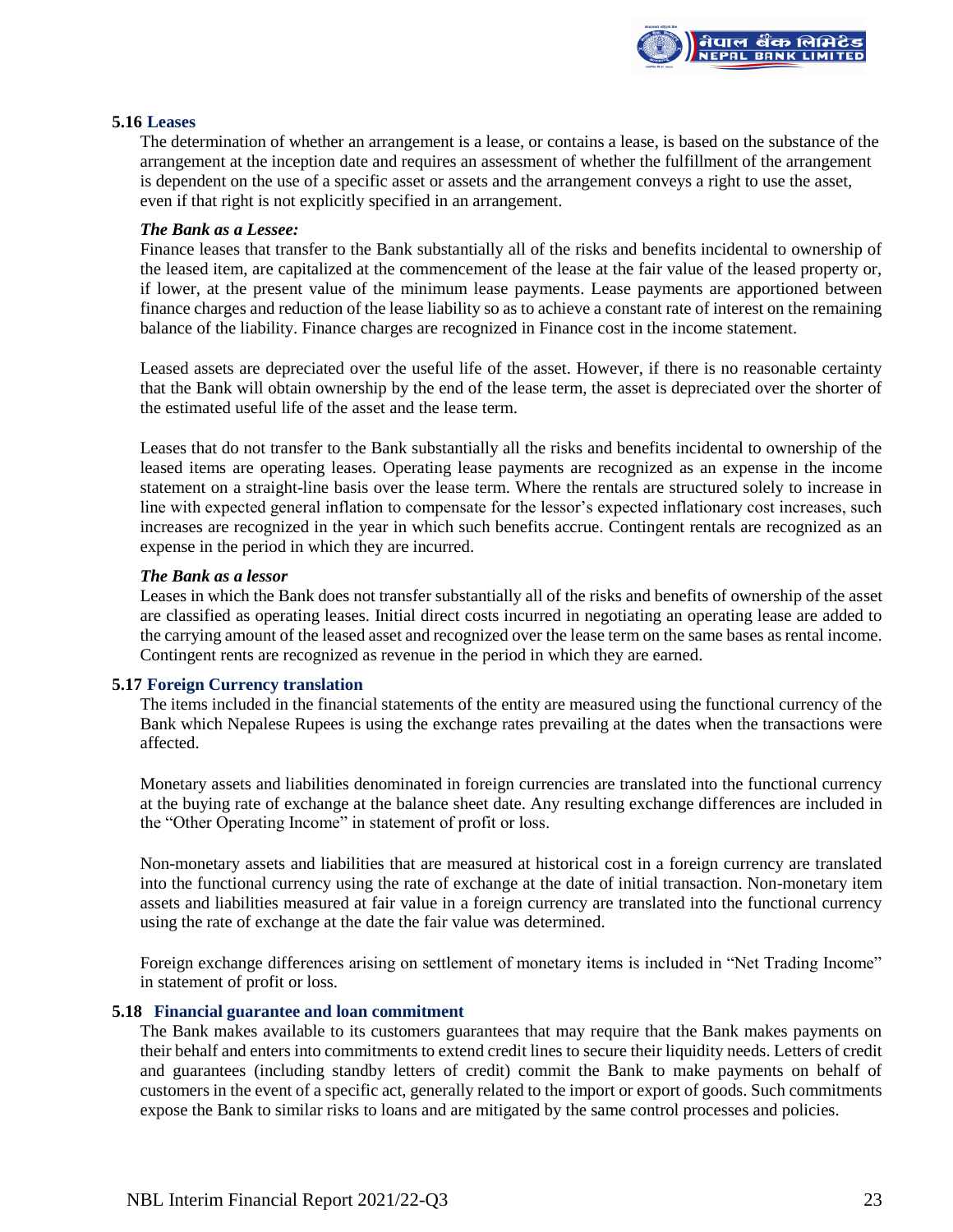### 5.16 Leases

The determination of whether an arrangement is a lease, or contains a lease, is based on the substance of the arrangement at the inception date and requires an assessment of whether the fulfillment of the arrangement is dependent on the use of a specific asset or assets and the arrangement conveys a right to use the asset, even if that right is not explicitly specified in an arrangement.

***The Bank as a Lessee:***

Finance leases that transfer to the Bank substantially all of the risks and benefits incidental to ownership of the leased item, are capitalized at the commencement of the lease at the fair value of the leased property or, if lower, at the present value of the minimum lease payments. Lease payments are apportioned between finance charges and reduction of the lease liability so as to achieve a constant rate of interest on the remaining balance of the liability. Finance charges are recognized in Finance cost in the income statement.

Leased assets are depreciated over the useful life of the asset. However, if there is no reasonable certainty that the Bank will obtain ownership by the end of the lease term, the asset is depreciated over the shorter of the estimated useful life of the asset and the lease term.

Leases that do not transfer to the Bank substantially all the risks and benefits incidental to ownership of the leased items are operating leases. Operating lease payments are recognized as an expense in the income statement on a straight-line basis over the lease term. Where the rentals are structured solely to increase in line with expected general inflation to compensate for the lessor's expected inflationary cost increases, such increases are recognized in the year in which such benefits accrue. Contingent rentals are recognized as an expense in the period in which they are incurred.

***The Bank as a lessor***

Leases in which the Bank does not transfer substantially all of the risks and benefits of ownership of the asset are classified as operating leases. Initial direct costs incurred in negotiating an operating lease are added to the carrying amount of the leased asset and recognized over the lease term on the same bases as rental income. Contingent rents are recognized as revenue in the period in which they are earned.

### 5.17 Foreign Currency translation

The items included in the financial statements of the entity are measured using the functional currency of the Bank which Nepalese Rupees is using the exchange rates prevailing at the dates when the transactions were affected.

Monetary assets and liabilities denominated in foreign currencies are translated into the functional currency at the buying rate of exchange at the balance sheet date. Any resulting exchange differences are included in the "Other Operating Income" in statement of profit or loss.

Non-monetary assets and liabilities that are measured at historical cost in a foreign currency are translated into the functional currency using the rate of exchange at the date of initial transaction. Non-monetary item assets and liabilities measured at fair value in a foreign currency are translated into the functional currency using the rate of exchange at the date the fair value was determined.

Foreign exchange differences arising on settlement of monetary items is included in "Net Trading Income" in statement of profit or loss.

### 5.18 Financial guarantee and loan commitment

The Bank makes available to its customers guarantees that may require that the Bank makes payments on their behalf and enters into commitments to extend credit lines to secure their liquidity needs. Letters of credit and guarantees (including standby letters of credit) commit the Bank to make payments on behalf of customers in the event of a specific act, generally related to the import or export of goods. Such commitments expose the Bank to similar risks to loans and are mitigated by the same control processes and policies.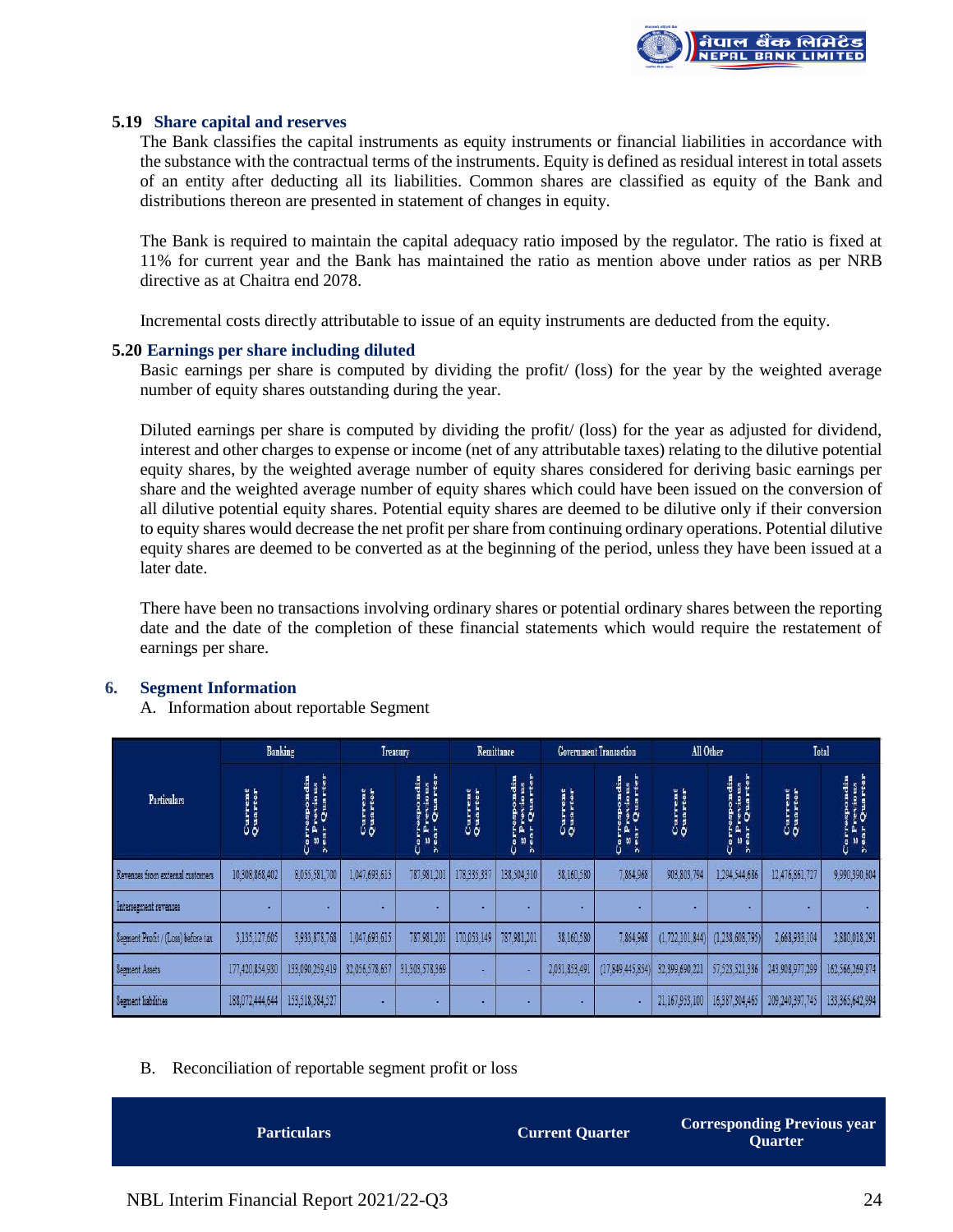### 5.19 Share capital and reserves

The Bank classifies the capital instruments as equity instruments or financial liabilities in accordance with the substance with the contractual terms of the instruments. Equity is defined as residual interest in total assets of an entity after deducting all its liabilities. Common shares are classified as equity of the Bank and distributions thereon are presented in statement of changes in equity.

The Bank is required to maintain the capital adequacy ratio imposed by the regulator. The ratio is fixed at 11% for current year and the Bank has maintained the ratio as mention above under ratios as per NRB directive as at Chaitra end 2078.

Incremental costs directly attributable to issue of an equity instruments are deducted from the equity.

### 5.20 Earnings per share including diluted

Basic earnings per share is computed by dividing the profit/ (loss) for the year by the weighted average number of equity shares outstanding during the year.

Diluted earnings per share is computed by dividing the profit/ (loss) for the year as adjusted for dividend, interest and other charges to expense or income (net of any attributable taxes) relating to the dilutive potential equity shares, by the weighted average number of equity shares considered for deriving basic earnings per share and the weighted average number of equity shares which could have been issued on the conversion of all dilutive potential equity shares. Potential equity shares are deemed to be dilutive only if their conversion to equity shares would decrease the net profit per share from continuing ordinary operations. Potential dilutive equity shares are deemed to be converted as at the beginning of the period, unless they have been issued at a later date.

There have been no transactions involving ordinary shares or potential ordinary shares between the reporting date and the date of the completion of these financial statements which would require the restatement of earnings per share.

## 6. Segment Information

A. Information about reportable Segment

| Particulars | Banking | | Treasury | | Remittance | | Government Transaction | | All Other | | Total | |
|---|---|---|---|---|---|---|---|---|---|---|---|---|
| | Current Quarter | Corresponding Previous year Quarter | Current Quarter | Corresponding Previous year Quarter | Current Quarter | Corresponding Previous year Quarter | Current Quarter | Corresponding Previous year Quarter | Current Quarter | Corresponding Previous year Quarter | Current Quarter | Corresponding Previous year Quarter |
| Revenues from external customers | 10,308,868,402 | 8,055,581,700 | 1,047,693,615 | 787,981,201 | 178,335,337 | 138,504,310 | 38,160,580 | 7,864,968 | 903,803,794 | 1,294,544,686 | 12,476,861,727 | 9,990,390,804 |
| Intersegment revenues | - | - | - | - | - | - | - | - | - | - | - | - |
| Segment Profit / (Loss) before tax | 3,135,127,605 | 3,933,878,768 | 1,047,693,615 | 787,981,201 | 170,053,149 | 787,981,201 | 38,160,580 | 7,864,968 | (1,722,101,844) | (1,238,608,795) | 2,668,933,104 | 2,880,018,291 |
| Segment Assets | 177,420,854,930 | 133,090,259,419 | 32,056,578,657 | 31,303,578,369 | - | - | 2,031,853,491 | (17,849,445,854) | 32,399,690,221 | 57,523,521,336 | 243,908,977,299 | 162,566,269,874 |
| Segment liabilities | 188,072,444,644 | 153,518,584,527 | - | - | - | - | - | - | 21,167,953,100 | 16,387,304,465 | 209,240,397,745 | 153,565,642,994 |

B. Reconciliation of reportable segment profit or loss

| Particulars | Current Quarter | Corresponding Previous year Quarter |
|---|---|---|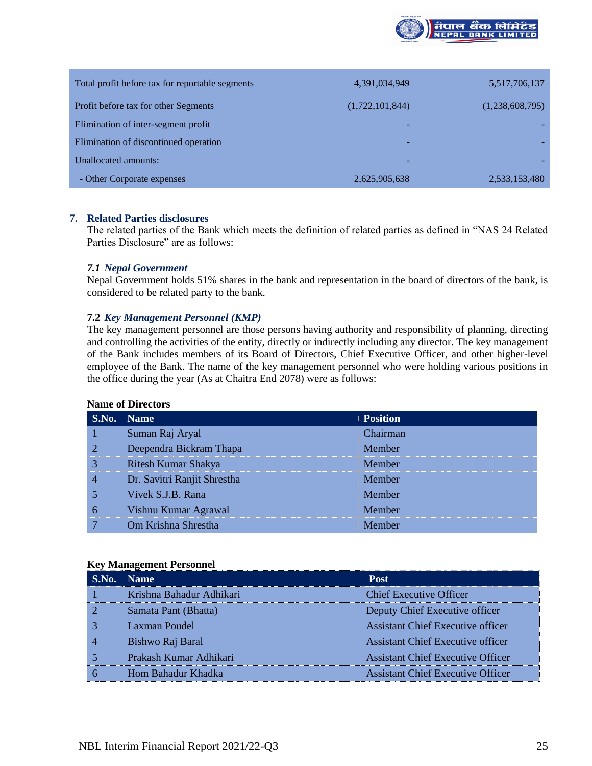| | | |
|---|---|---|
| Total profit before tax for reportable segments | 4,391,034,949 | 5,517,706,137 |
| Profit before tax for other Segments | (1,722,101,844) | (1,238,608,795) |
| Elimination of inter-segment profit | - | - |
| Elimination of discontinued operation | - | - |
| Unallocated amounts: | - | - |
| - Other Corporate expenses | 2,625,905,638 | 2,533,153,480 |

## 7. Related Parties disclosures

The related parties of the Bank which meets the definition of related parties as defined in "NAS 24 Related Parties Disclosure" are as follows:

### *7.1 Nepal Government*

Nepal Government holds 51% shares in the bank and representation in the board of directors of the bank, is considered to be related party to the bank.

### 7.2 *Key Management Personnel (KMP)*

The key management personnel are those persons having authority and responsibility of planning, directing and controlling the activities of the entity, directly or indirectly including any director. The key management of the Bank includes members of its Board of Directors, Chief Executive Officer, and other higher-level employee of the Bank. The name of the key management personnel who were holding various positions in the office during the year (As at Chaitra End 2078) were as follows:

**Name of Directors**

| S.No. | Name | Position |
|---|---|---|
| 1 | Suman Raj Aryal | Chairman |
| 2 | Deependra Bickram Thapa | Member |
| 3 | Ritesh Kumar Shakya | Member |
| 4 | Dr. Savitri Ranjit Shrestha | Member |
| 5 | Vivek S.J.B. Rana | Member |
| 6 | Vishnu Kumar Agrawal | Member |
| 7 | Om Krishna Shrestha | Member |

**Key Management Personnel**

| S.No. | Name | Post |
|---|---|---|
| 1 | Krishna Bahadur Adhikari | Chief Executive Officer |
| 2 | Samata Pant (Bhatta) | Deputy Chief Executive officer |
| 3 | Laxman Poudel | Assistant Chief Executive officer |
| 4 | Bishwo Raj Baral | Assistant Chief Executive officer |
| 5 | Prakash Kumar Adhikari | Assistant Chief Executive Officer |
| 6 | Hom Bahadur Khadka | Assistant Chief Executive Officer |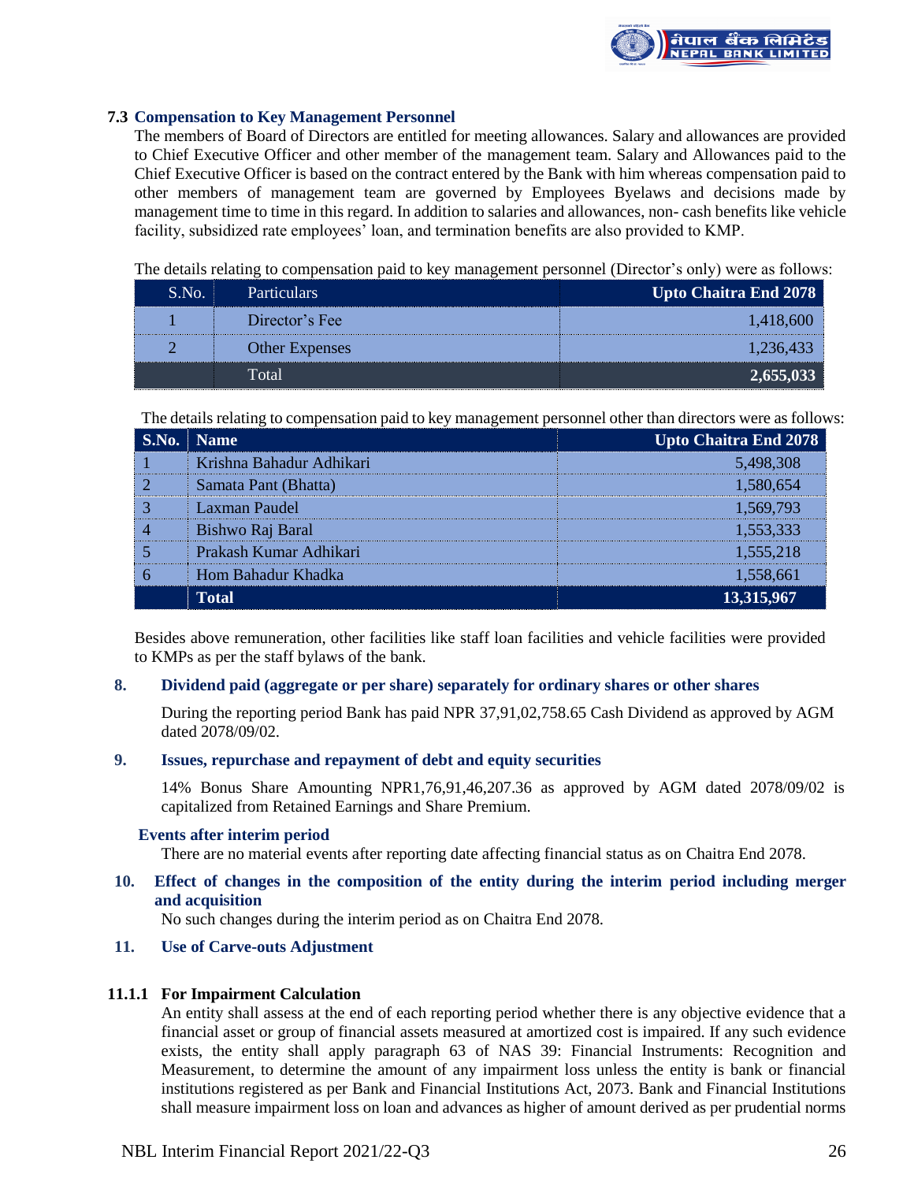### 7.3 Compensation to Key Management Personnel

The members of Board of Directors are entitled for meeting allowances. Salary and allowances are provided to Chief Executive Officer and other member of the management team. Salary and Allowances paid to the Chief Executive Officer is based on the contract entered by the Bank with him whereas compensation paid to other members of management team are governed by Employees Byelaws and decisions made by management time to time in this regard. In addition to salaries and allowances, non- cash benefits like vehicle facility, subsidized rate employees' loan, and termination benefits are also provided to KMP.

The details relating to compensation paid to key management personnel (Director's only) were as follows:

| S.No. | Particulars | Upto Chaitra End 2078 |
|---|---|---|
| 1 | Director's Fee | 1,418,600 |
| 2 | Other Expenses | 1,236,433 |
| | Total | **2,655,033** |

The details relating to compensation paid to key management personnel other than directors were as follows:

| S.No. | Name | Upto Chaitra End 2078 |
|---|---|---|
| 1 | Krishna Bahadur Adhikari | 5,498,308 |
| 2 | Samata Pant (Bhatta) | 1,580,654 |
| 3 | Laxman Paudel | 1,569,793 |
| 4 | Bishwo Raj Baral | 1,553,333 |
| 5 | Prakash Kumar Adhikari | 1,555,218 |
| 6 | Hom Bahadur Khadka | 1,558,661 |
| | **Total** | **13,315,967** |

Besides above remuneration, other facilities like staff loan facilities and vehicle facilities were provided to KMPs as per the staff bylaws of the bank.

## 8. Dividend paid (aggregate or per share) separately for ordinary shares or other shares

During the reporting period Bank has paid NPR 37,91,02,758.65 Cash Dividend as approved by AGM dated 2078/09/02.

## 9. Issues, repurchase and repayment of debt and equity securities

14% Bonus Share Amounting NPR1,76,91,46,207.36 as approved by AGM dated 2078/09/02 is capitalized from Retained Earnings and Share Premium.

### Events after interim period

There are no material events after reporting date affecting financial status as on Chaitra End 2078.

## 10. Effect of changes in the composition of the entity during the interim period including merger and acquisition

No such changes during the interim period as on Chaitra End 2078.

## 11. Use of Carve-outs Adjustment

### 11.1.1 For Impairment Calculation

An entity shall assess at the end of each reporting period whether there is any objective evidence that a financial asset or group of financial assets measured at amortized cost is impaired. If any such evidence exists, the entity shall apply paragraph 63 of NAS 39: Financial Instruments: Recognition and Measurement, to determine the amount of any impairment loss unless the entity is bank or financial institutions registered as per Bank and Financial Institutions Act, 2073. Bank and Financial Institutions shall measure impairment loss on loan and advances as higher of amount derived as per prudential norms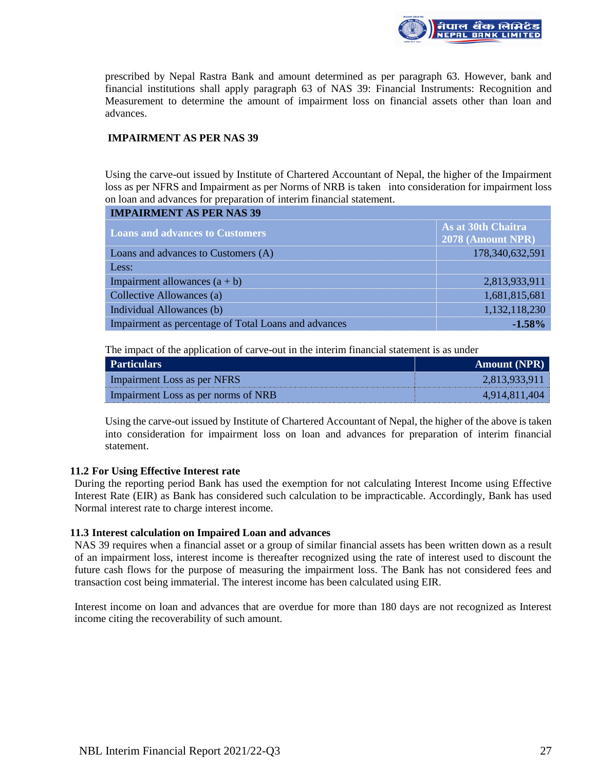prescribed by Nepal Rastra Bank and amount determined as per paragraph 63. However, bank and financial institutions shall apply paragraph 63 of NAS 39: Financial Instruments: Recognition and Measurement to determine the amount of impairment loss on financial assets other than loan and advances.

**IMPAIRMENT AS PER NAS 39**

Using the carve-out issued by Institute of Chartered Accountant of Nepal, the higher of the Impairment loss as per NFRS and Impairment as per Norms of NRB is taken into consideration for impairment loss on loan and advances for preparation of interim financial statement.

| IMPAIRMENT AS PER NAS 39 | |
|---|---|
| **Loans and advances to Customers** | **As at 30th Chaitra 2078 (Amount NPR)** |
| Loans and advances to Customers (A) | 178,340,632,591 |
| Less: | |
| Impairment allowances (a + b) | 2,813,933,911 |
| Collective Allowances (a) | 1,681,815,681 |
| Individual Allowances (b) | 1,132,118,230 |
| Impairment as percentage of Total Loans and advances | **-1.58%** |

The impact of the application of carve-out in the interim financial statement is as under

| Particulars | Amount (NPR) |
|---|---|
| Impairment Loss as per NFRS | 2,813,933,911 |
| Impairment Loss as per norms of NRB | 4,914,811,404 |

Using the carve-out issued by Institute of Chartered Accountant of Nepal, the higher of the above is taken into consideration for impairment loss on loan and advances for preparation of interim financial statement.

**11.2 For Using Effective Interest rate**

During the reporting period Bank has used the exemption for not calculating Interest Income using Effective Interest Rate (EIR) as Bank has considered such calculation to be impracticable. Accordingly, Bank has used Normal interest rate to charge interest income.

**11.3 Interest calculation on Impaired Loan and advances**

NAS 39 requires when a financial asset or a group of similar financial assets has been written down as a result of an impairment loss, interest income is thereafter recognized using the rate of interest used to discount the future cash flows for the purpose of measuring the impairment loss. The Bank has not considered fees and transaction cost being immaterial. The interest income has been calculated using EIR.

Interest income on loan and advances that are overdue for more than 180 days are not recognized as Interest income citing the recoverability of such amount.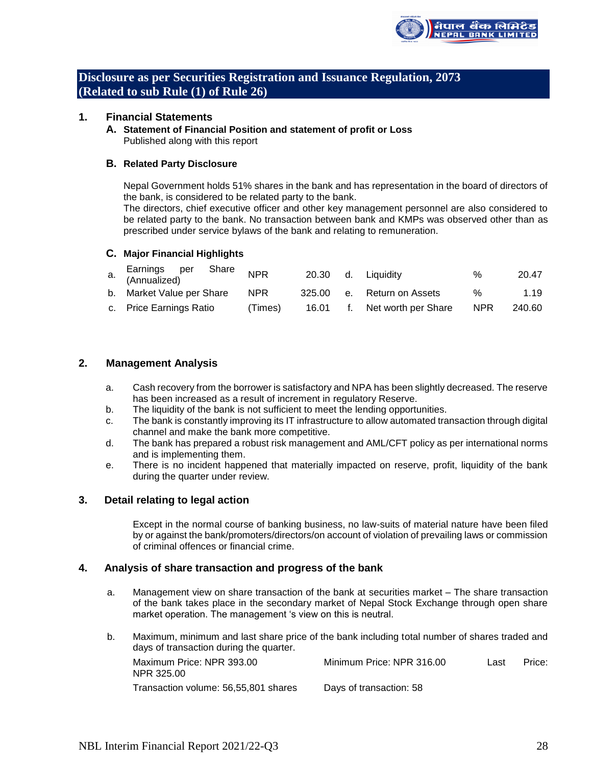## Disclosure as per Securities Registration and Issuance Regulation, 2073 (Related to sub Rule (1) of Rule 26)

### 1. Financial Statements

**A. Statement of Financial Position and statement of profit or Loss**

Published along with this report

**B. Related Party Disclosure**

Nepal Government holds 51% shares in the bank and has representation in the board of directors of the bank, is considered to be related party to the bank.

The directors, chief executive officer and other key management personnel are also considered to be related party to the bank. No transaction between bank and KMPs was observed other than as prescribed under service bylaws of the bank and relating to remuneration.

**C. Major Financial Highlights**

| | | | | | | | |
|---|---|---|---|---|---|---|---|
| a. | Earnings per Share (Annualized) | NPR | 20.30 | d. | Liquidity | % | 20.47 |
| b. | Market Value per Share | NPR | 325.00 | e. | Return on Assets | % | 1.19 |
| c. | Price Earnings Ratio | (Times) | 16.01 | f. | Net worth per Share | NPR | 240.60 |

### 2. Management Analysis

a. Cash recovery from the borrower is satisfactory and NPA has been slightly decreased. The reserve has been increased as a result of increment in regulatory Reserve.

b. The liquidity of the bank is not sufficient to meet the lending opportunities.

c. The bank is constantly improving its IT infrastructure to allow automated transaction through digital channel and make the bank more competitive.

d. The bank has prepared a robust risk management and AML/CFT policy as per international norms and is implementing them.

e. There is no incident happened that materially impacted on reserve, profit, liquidity of the bank during the quarter under review.

### 3. Detail relating to legal action

Except in the normal course of banking business, no law-suits of material nature have been filed by or against the bank/promoters/directors/on account of violation of prevailing laws or commission of criminal offences or financial crime.

### 4. Analysis of share transaction and progress of the bank

a. Management view on share transaction of the bank at securities market – The share transaction of the bank takes place in the secondary market of Nepal Stock Exchange through open share market operation. The management 's view on this is neutral.

b. Maximum, minimum and last share price of the bank including total number of shares traded and days of transaction during the quarter.

Maximum Price: NPR 393.00 Minimum Price: NPR 316.00 Last Price: NPR 325.00

Transaction volume: 56,55,801 shares Days of transaction: 58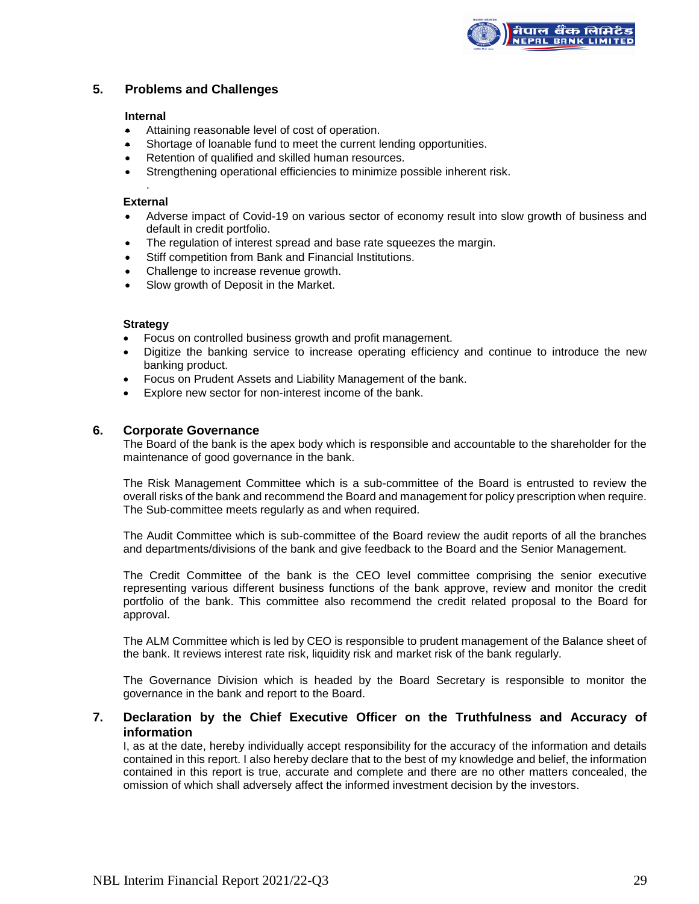## 5. Problems and Challenges

**Internal**

- Attaining reasonable level of cost of operation.
- Shortage of loanable fund to meet the current lending opportunities.
- Retention of qualified and skilled human resources.
- Strengthening operational efficiencies to minimize possible inherent risk.

.

**External**

- Adverse impact of Covid-19 on various sector of economy result into slow growth of business and default in credit portfolio.
- The regulation of interest spread and base rate squeezes the margin.
- Stiff competition from Bank and Financial Institutions.
- Challenge to increase revenue growth.
- Slow growth of Deposit in the Market.

**Strategy**

- Focus on controlled business growth and profit management.
- Digitize the banking service to increase operating efficiency and continue to introduce the new banking product.
- Focus on Prudent Assets and Liability Management of the bank.
- Explore new sector for non-interest income of the bank.

## 6. Corporate Governance

The Board of the bank is the apex body which is responsible and accountable to the shareholder for the maintenance of good governance in the bank.

The Risk Management Committee which is a sub-committee of the Board is entrusted to review the overall risks of the bank and recommend the Board and management for policy prescription when require. The Sub-committee meets regularly as and when required.

The Audit Committee which is sub-committee of the Board review the audit reports of all the branches and departments/divisions of the bank and give feedback to the Board and the Senior Management.

The Credit Committee of the bank is the CEO level committee comprising the senior executive representing various different business functions of the bank approve, review and monitor the credit portfolio of the bank. This committee also recommend the credit related proposal to the Board for approval.

The ALM Committee which is led by CEO is responsible to prudent management of the Balance sheet of the bank. It reviews interest rate risk, liquidity risk and market risk of the bank regularly.

The Governance Division which is headed by the Board Secretary is responsible to monitor the governance in the bank and report to the Board.

## 7. Declaration by the Chief Executive Officer on the Truthfulness and Accuracy of information

I, as at the date, hereby individually accept responsibility for the accuracy of the information and details contained in this report. I also hereby declare that to the best of my knowledge and belief, the information contained in this report is true, accurate and complete and there are no other matters concealed, the omission of which shall adversely affect the informed investment decision by the investors.